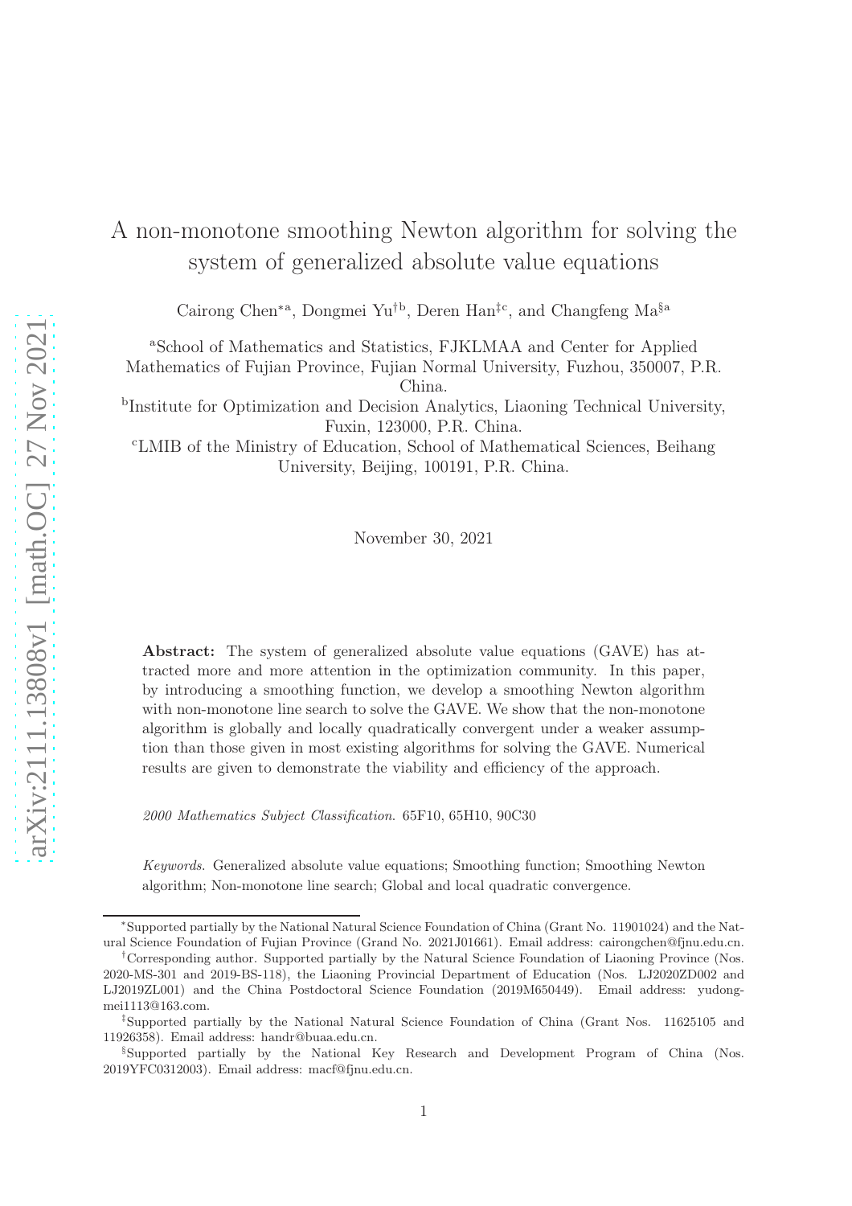# A non-monotone smoothing Newton algorithm for solving the system of generalized absolute value equations

Cairong Chen[*a], Dongmei Yu[†b], Deren Han[‡c], and Changfeng Ma[§a]

[a]School of Mathematics and Statistics, FJKLMAA and Center for Applied Mathematics of Fujian Province, Fujian Normal University, Fuzhou, 350007, P.R. China.

[b]Institute for Optimization and Decision Analytics, Liaoning Technical University, Fuxin, 123000, P.R. China.

[c]LMIB of the Ministry of Education, School of Mathematical Sciences, Beihang University, Beijing, 100191, P.R. China.

November 30, 2021

**Abstract:** The system of generalized absolute value equations (GAVE) has attracted more and more attention in the optimization community. In this paper, by introducing a smoothing function, we develop a smoothing Newton algorithm with non-monotone line search to solve the GAVE. We show that the non-monotone algorithm is globally and locally quadratically convergent under a weaker assumption than those given in most existing algorithms for solving the GAVE. Numerical results are given to demonstrate the viability and efficiency of the approach.

*2000 Mathematics Subject Classification*. 65F10, 65H10, 90C30

*Keywords*. Generalized absolute value equations; Smoothing function; Smoothing Newton algorithm; Non-monotone line search; Global and local quadratic convergence.

---

[*]Supported partially by the National Natural Science Foundation of China (Grant No. 11901024) and the Natural Science Foundation of Fujian Province (Grand No. 2021J01661). Email address: cairongchen@fjnu.edu.cn.

[†]Corresponding author. Supported partially by the Natural Science Foundation of Liaoning Province (Nos. 2020-MS-301 and 2019-BS-118), the Liaoning Provincial Department of Education (Nos. LJ2020ZD002 and LJ2019ZL001) and the China Postdoctoral Science Foundation (2019M650449). Email address: yudongmei1113@163.com.

[‡]Supported partially by the National Natural Science Foundation of China (Grant Nos. 11625105 and 11926358). Email address: handr@buaa.edu.cn.

[§]Supported partially by the National Key Research and Development Program of China (Nos. 2019YFC0312003). Email address: macf@fjnu.edu.cn.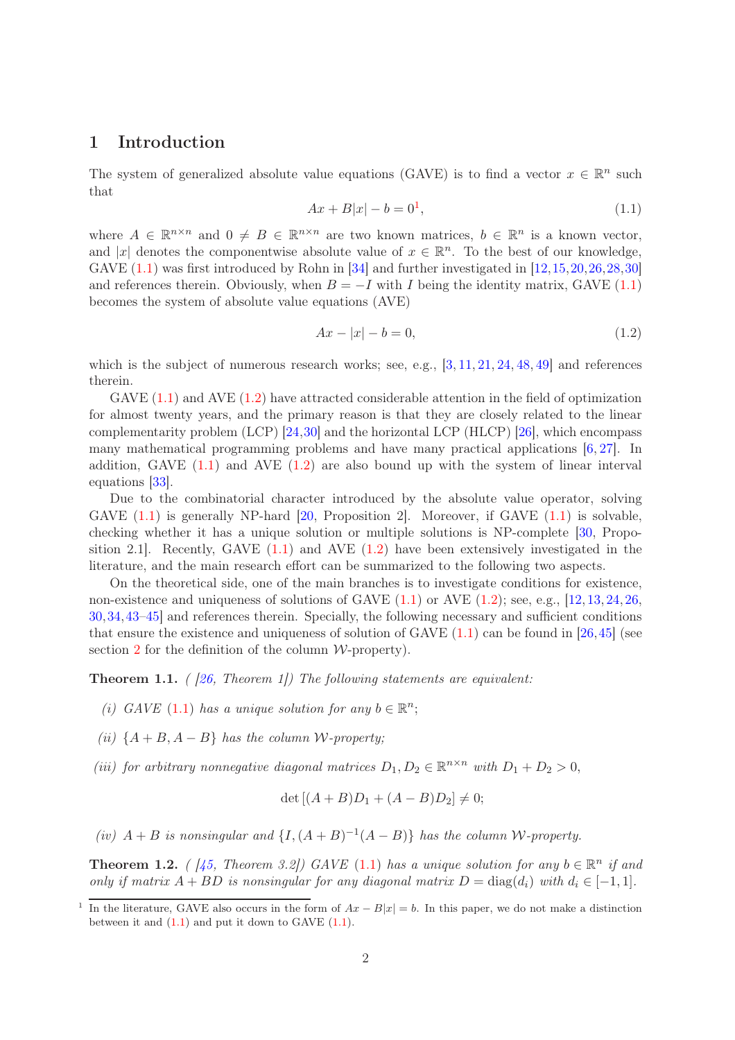# 1 Introduction

The system of generalized absolute value equations (GAVE) is to find a vector $x \in \mathbb{R}^n$ such that

$$Ax + B|x| - b = 0^1, \tag{1.1}$$

where $A \in \mathbb{R}^{n\times n}$ and $0 \neq B \in \mathbb{R}^{n\times n}$ are two known matrices, $b \in \mathbb{R}^n$ is a known vector, and $|x|$ denotes the componentwise absolute value of $x \in \mathbb{R}^n$. To the best of our knowledge, GAVE (1.1) was first introduced by Rohn in [34] and further investigated in [12,15,20,26,28,30] and references therein. Obviously, when $B = -I$ with $I$ being the identity matrix, GAVE (1.1) becomes the system of absolute value equations (AVE)

$$Ax - |x| - b = 0, \tag{1.2}$$

which is the subject of numerous research works; see, e.g., [3,11,21,24,48,49] and references therein.

GAVE (1.1) and AVE (1.2) have attracted considerable attention in the field of optimization for almost twenty years, and the primary reason is that they are closely related to the linear complementarity problem (LCP) [24,30] and the horizontal LCP (HLCP) [26], which encompass many mathematical programming problems and have many practical applications [6,27]. In addition, GAVE (1.1) and AVE (1.2) are also bound up with the system of linear interval equations [33].

Due to the combinatorial character introduced by the absolute value operator, solving GAVE (1.1) is generally NP-hard [20, Proposition 2]. Moreover, if GAVE (1.1) is solvable, checking whether it has a unique solution or multiple solutions is NP-complete [30, Proposition 2.1]. Recently, GAVE (1.1) and AVE (1.2) have been extensively investigated in the literature, and the main research effort can be summarized to the following two aspects.

On the theoretical side, one of the main branches is to investigate conditions for existence, non-existence and uniqueness of solutions of GAVE (1.1) or AVE (1.2); see, e.g., [12,13,24,26,30,34,43–45] and references therein. Specially, the following necessary and sufficient conditions that ensure the existence and uniqueness of solution of GAVE (1.1) can be found in [26,45] (see section 2 for the definition of the column $\mathcal{W}$-property).

**Theorem 1.1.** *([26, Theorem 1]) The following statements are equivalent:*

*(i) GAVE (1.1) has a unique solution for any $b \in \mathbb{R}^n$;*

*(ii) $\{A + B, A - B\}$ has the column $\mathcal{W}$-property;*

*(iii) for arbitrary nonnegative diagonal matrices $D_1, D_2 \in \mathbb{R}^{n\times n}$ with $D_1 + D_2 > 0$,*

$$\det\left[(A + B)D_1 + (A - B)D_2\right] \neq 0;$$

*(iv) $A + B$ is nonsingular and $\{I, (A + B)^{-1}(A - B)\}$ has the column $\mathcal{W}$-property.*

**Theorem 1.2.** *([45, Theorem 3.2]) GAVE (1.1) has a unique solution for any $b \in \mathbb{R}^n$ if and only if matrix $A + BD$ is nonsingular for any diagonal matrix $D = \mathrm{diag}(d_i)$ with $d_i \in [-1, 1]$.*

---

[1] In the literature, GAVE also occurs in the form of $Ax - B|x| = b$. In this paper, we do not make a distinction between it and (1.1) and put it down to GAVE (1.1).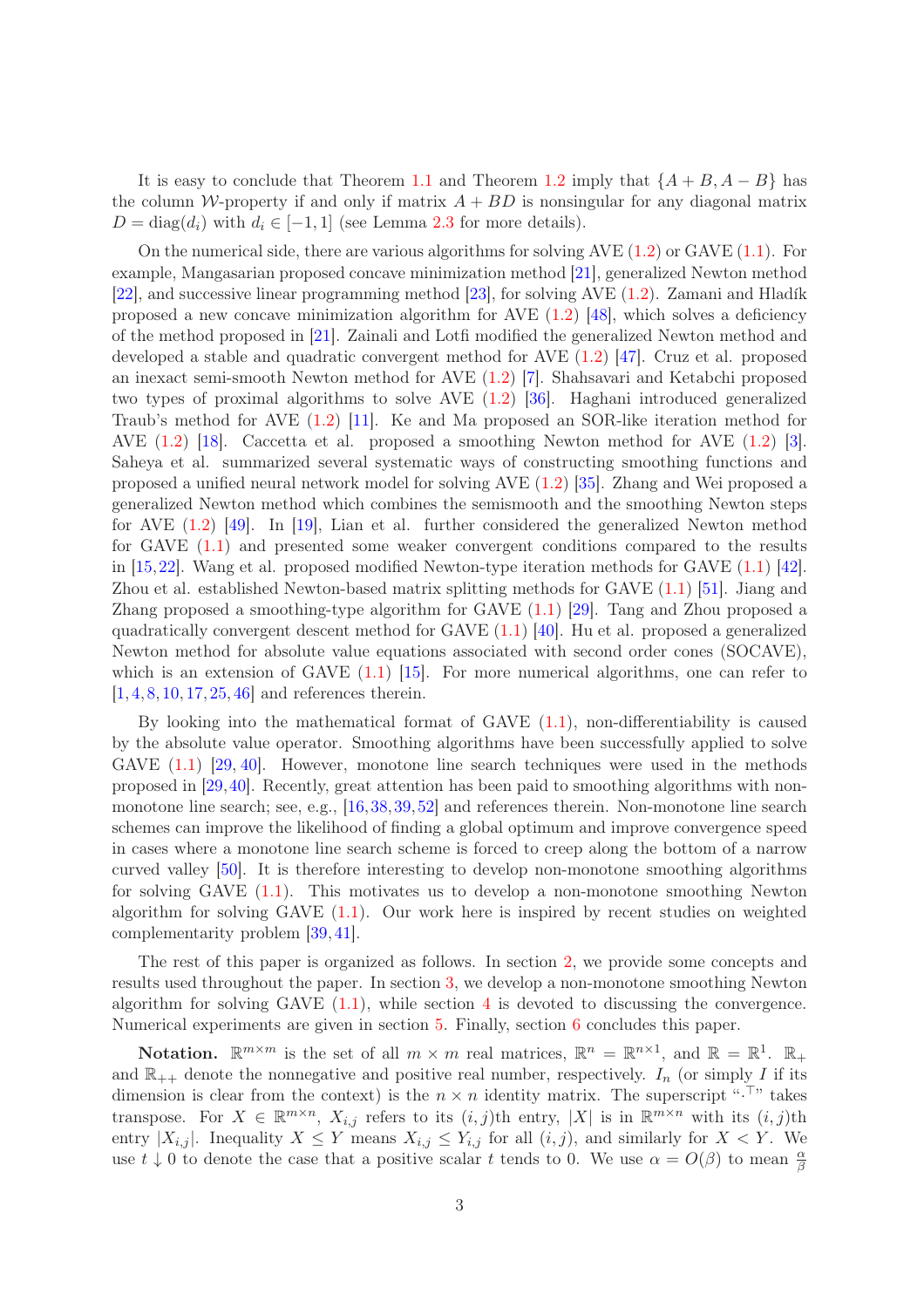It is easy to conclude that Theorem 1.1 and Theorem 1.2 imply that $\{A+B, A-B\}$ has the column $\mathcal{W}$-property if and only if matrix $A+BD$ is nonsingular for any diagonal matrix $D = \mathrm{diag}(d_i)$ with $d_i \in [-1, 1]$ (see Lemma 2.3 for more details).

On the numerical side, there are various algorithms for solving AVE (1.2) or GAVE (1.1). For example, Mangasarian proposed concave minimization method [21], generalized Newton method [22], and successive linear programming method [23], for solving AVE (1.2). Zamani and Hladík proposed a new concave minimization algorithm for AVE (1.2) [48], which solves a deficiency of the method proposed in [21]. Zainali and Lotfi modified the generalized Newton method and developed a stable and quadratic convergent method for AVE (1.2) [47]. Cruz et al. proposed an inexact semi-smooth Newton method for AVE (1.2) [7]. Shahsavari and Ketabchi proposed two types of proximal algorithms to solve AVE (1.2) [36]. Haghani introduced generalized Traub's method for AVE (1.2) [11]. Ke and Ma proposed an SOR-like iteration method for AVE (1.2) [18]. Caccetta et al. proposed a smoothing Newton method for AVE (1.2) [3]. Saheya et al. summarized several systematic ways of constructing smoothing functions and proposed a unified neural network model for solving AVE (1.2) [35]. Zhang and Wei proposed a generalized Newton method which combines the semismooth and the smoothing Newton steps for AVE (1.2) [49]. In [19], Lian et al. further considered the generalized Newton method for GAVE (1.1) and presented some weaker convergent conditions compared to the results in [15,22]. Wang et al. proposed modified Newton-type iteration methods for GAVE (1.1) [42]. Zhou et al. established Newton-based matrix splitting methods for GAVE (1.1) [51]. Jiang and Zhang proposed a smoothing-type algorithm for GAVE (1.1) [29]. Tang and Zhou proposed a quadratically convergent descent method for GAVE (1.1) [40]. Hu et al. proposed a generalized Newton method for absolute value equations associated with second order cones (SOCAVE), which is an extension of GAVE (1.1) [15]. For more numerical algorithms, one can refer to [1,4,8,10,17,25,46] and references therein.

By looking into the mathematical format of GAVE (1.1), non-differentiability is caused by the absolute value operator. Smoothing algorithms have been successfully applied to solve GAVE (1.1) [29,40]. However, monotone line search techniques were used in the methods proposed in [29,40]. Recently, great attention has been paid to smoothing algorithms with non-monotone line search; see, e.g., [16,38,39,52] and references therein. Non-monotone line search schemes can improve the likelihood of finding a global optimum and improve convergence speed in cases where a monotone line search scheme is forced to creep along the bottom of a narrow curved valley [50]. It is therefore interesting to develop non-monotone smoothing algorithms for solving GAVE (1.1). This motivates us to develop a non-monotone smoothing Newton algorithm for solving GAVE (1.1). Our work here is inspired by recent studies on weighted complementarity problem [39,41].

The rest of this paper is organized as follows. In section 2, we provide some concepts and results used throughout the paper. In section 3, we develop a non-monotone smoothing Newton algorithm for solving GAVE (1.1), while section 4 is devoted to discussing the convergence. Numerical experiments are given in section 5. Finally, section 6 concludes this paper.

**Notation.** $\mathbb{R}^{m\times m}$ is the set of all $m \times m$ real matrices, $\mathbb{R}^n = \mathbb{R}^{n\times 1}$, and $\mathbb{R} = \mathbb{R}^1$. $\mathbb{R}_+$ and $\mathbb{R}_{++}$ denote the nonnegative and positive real number, respectively. $I_n$ (or simply $I$ if its dimension is clear from the context) is the $n \times n$ identity matrix. The superscript "$\cdot^\top$" takes transpose. For $X \in \mathbb{R}^{m\times n}$, $X_{i,j}$ refers to its $(i,j)$th entry, $|X|$ is in $\mathbb{R}^{m\times n}$ with its $(i,j)$th entry $|X_{i,j}|$. Inequality $X \le Y$ means $X_{i,j} \le Y_{i,j}$ for all $(i,j)$, and similarly for $X < Y$. We use $t \downarrow 0$ to denote the case that a positive scalar $t$ tends to 0. We use $\alpha = O(\beta)$ to mean $\frac{\alpha}{\beta}$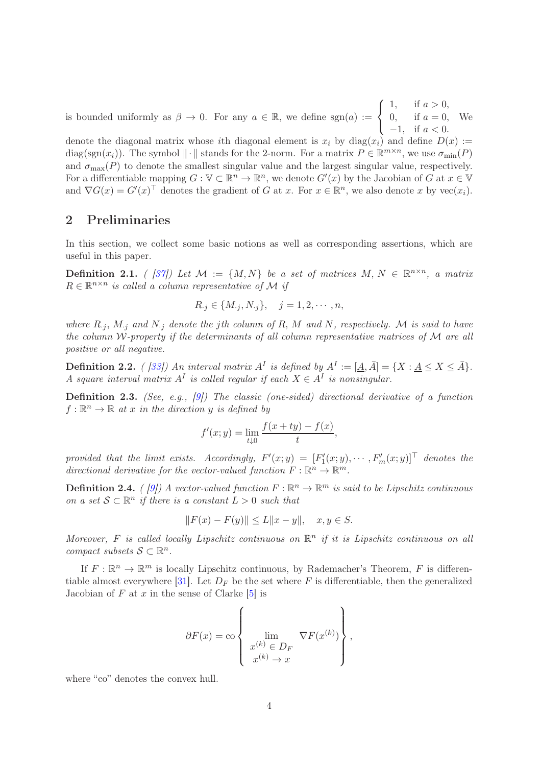is bounded uniformly as $\beta \to 0$. For any $a \in \mathbb{R}$, we define $\operatorname{sgn}(a) := \begin{cases} 1, & \text{if } a > 0, \\ 0, & \text{if } a = 0, \\ -1, & \text{if } a < 0. \end{cases}$ We denote the diagonal matrix whose $i$th diagonal element is $x_i$ by $\operatorname{diag}(x_i)$ and define $D(x) := \operatorname{diag}(\operatorname{sgn}(x_i))$. The symbol $\|\cdot\|$ stands for the 2-norm. For a matrix $P \in \mathbb{R}^{m\times n}$, we use $\sigma_{\min}(P)$ and $\sigma_{\max}(P)$ to denote the smallest singular value and the largest singular value, respectively. For a differentiable mapping $G : \mathbb{V} \subset \mathbb{R}^n \to \mathbb{R}^n$, we denote $G'(x)$ by the Jacobian of $G$ at $x \in \mathbb{V}$ and $\nabla G(x) = G'(x)^\top$ denotes the gradient of $G$ at $x$. For $x \in \mathbb{R}^n$, we also denote $x$ by $\operatorname{vec}(x_i)$.

## 2 Preliminaries

In this section, we collect some basic notions as well as corresponding assertions, which are useful in this paper.

**Definition 2.1.** *( [37]) Let $\mathcal{M} := \{M, N\}$ be a set of matrices $M$, $N \in \mathbb{R}^{n\times n}$, a matrix $R \in \mathbb{R}^{n\times n}$ is called a column representative of $\mathcal{M}$ if*

$$R_{\cdot j} \in \{M_{\cdot j}, N_{\cdot j}\}, \quad j = 1, 2, \cdots, n,$$

*where $R_{\cdot j}$, $M_{\cdot j}$ and $N_{\cdot j}$ denote the $j$th column of $R$, $M$ and $N$, respectively. $\mathcal{M}$ is said to have the column $\mathcal{W}$-property if the determinants of all column representative matrices of $\mathcal{M}$ are all positive or all negative.*

**Definition 2.2.** *( [33]) An interval matrix $A^I$ is defined by $A^I := [\underline{A}, \bar{A}] = \{X : \underline{A} \le X \le \bar{A}\}$. A square interval matrix $A^I$ is called regular if each $X \in A^I$ is nonsingular.*

**Definition 2.3.** *(See, e.g., [9]) The classic (one-sided) directional derivative of a function $f : \mathbb{R}^n \to \mathbb{R}$ at $x$ in the direction $y$ is defined by*

$$f'(x; y) = \lim_{t\downarrow 0} \frac{f(x + ty) - f(x)}{t},$$

*provided that the limit exists. Accordingly, $F'(x; y) = [F_1'(x; y), \cdots, F_m'(x; y)]^\top$ denotes the directional derivative for the vector-valued function $F : \mathbb{R}^n \to \mathbb{R}^m$.*

**Definition 2.4.** *( [9]) A vector-valued function $F : \mathbb{R}^n \to \mathbb{R}^m$ is said to be Lipschitz continuous on a set $\mathcal{S} \subset \mathbb{R}^n$ if there is a constant $L > 0$ such that*

$$\|F(x) - F(y)\| \le L\|x - y\|, \quad x, y \in S.$$

*Moreover, $F$ is called locally Lipschitz continuous on $\mathbb{R}^n$ if it is Lipschitz continuous on all compact subsets $\mathcal{S} \subset \mathbb{R}^n$.*

If $F : \mathbb{R}^n \to \mathbb{R}^m$ is locally Lipschitz continuous, by Rademacher's Theorem, $F$ is differentiable almost everywhere [31]. Let $D_F$ be the set where $F$ is differentiable, then the generalized Jacobian of $F$ at $x$ in the sense of Clarke [5] is

$$\partial F(x) = \operatorname{co}\left\{ \lim_{\substack{x^{(k)} \in D_F \\ x^{(k)} \to x}} \nabla F(x^{(k)}) \right\},$$

where "co" denotes the convex hull.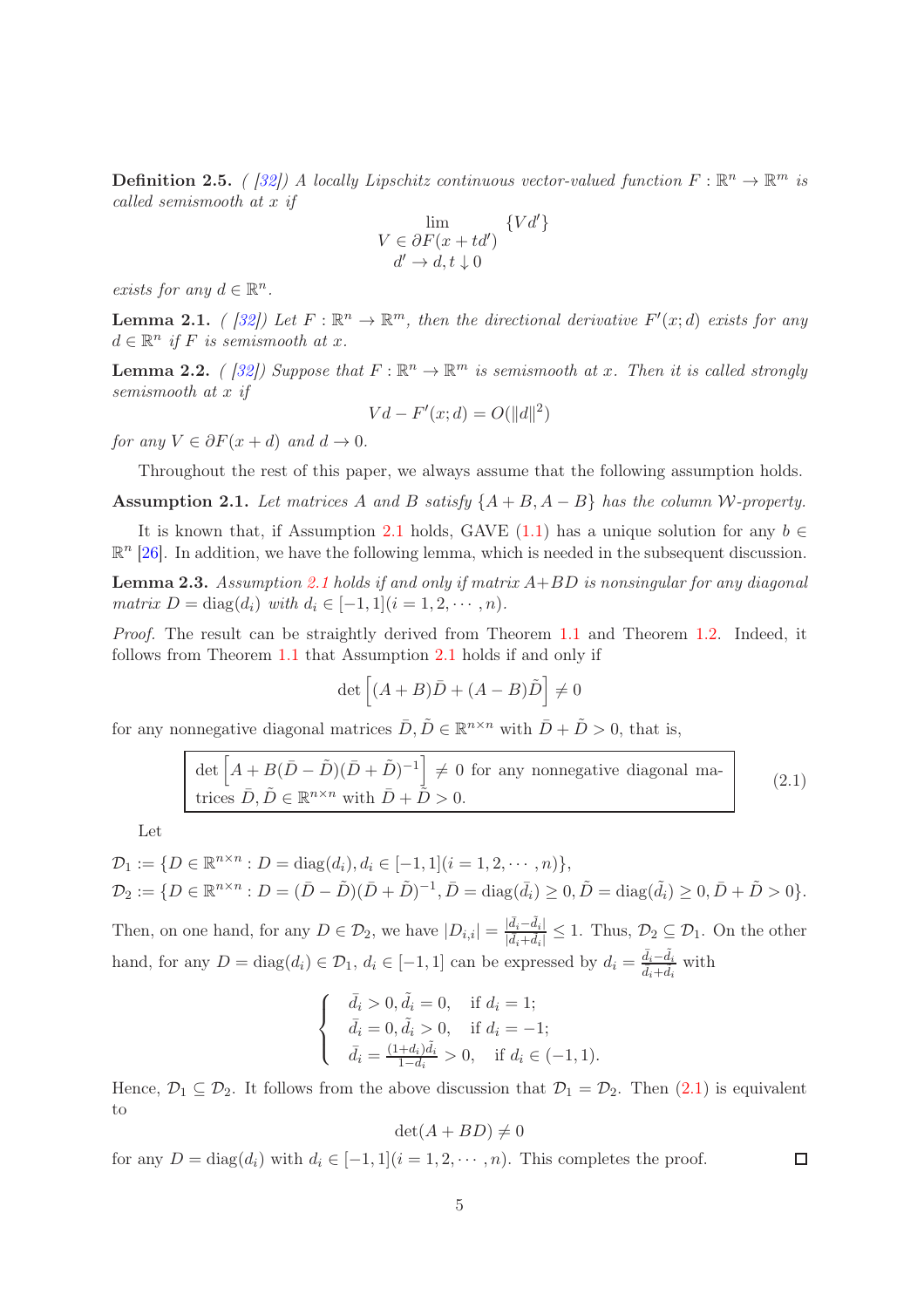**Definition 2.5.** *( [32]) A locally Lipschitz continuous vector-valued function $F : \mathbb{R}^n \to \mathbb{R}^m$ is called semismooth at $x$ if*

$$\lim_{\substack{V \in \partial F(x+td') \\ d' \to d, t \downarrow 0}} \{Vd'\}$$

*exists for any $d \in \mathbb{R}^n$.*

**Lemma 2.1.** *( [32]) Let $F : \mathbb{R}^n \to \mathbb{R}^m$, then the directional derivative $F'(x; d)$ exists for any $d \in \mathbb{R}^n$ if $F$ is semismooth at $x$.*

**Lemma 2.2.** *( [32]) Suppose that $F : \mathbb{R}^n \to \mathbb{R}^m$ is semismooth at $x$. Then it is called strongly semismooth at $x$ if*

$$Vd - F'(x; d) = O(\|d\|^2)$$

*for any $V \in \partial F(x + d)$ and $d \to 0$.*

Throughout the rest of this paper, we always assume that the following assumption holds.

**Assumption 2.1.** *Let matrices $A$ and $B$ satisfy $\{A + B, A - B\}$ has the column $\mathcal{W}$-property.*

It is known that, if Assumption 2.1 holds, GAVE (1.1) has a unique solution for any $b \in \mathbb{R}^n$ [26]. In addition, we have the following lemma, which is needed in the subsequent discussion.

**Lemma 2.3.** *Assumption 2.1 holds if and only if matrix $A+BD$ is nonsingular for any diagonal matrix $D = \mathrm{diag}(d_i)$ with $d_i \in [-1, 1] (i = 1, 2, \cdots, n)$.*

*Proof.* The result can be straightly derived from Theorem 1.1 and Theorem 1.2. Indeed, it follows from Theorem 1.1 that Assumption 2.1 holds if and only if

$$\det \left[ (A + B)\bar{D} + (A - B)\tilde{D} \right] \neq 0$$

for any nonnegative diagonal matrices $\bar{D}, \tilde{D} \in \mathbb{R}^{n\times n}$ with $\bar{D} + \tilde{D} > 0$, that is,

$$\det \left[ A + B(\bar{D} - \tilde{D})(\bar{D} + \tilde{D})^{-1} \right] \neq 0 \text{ for any nonnegative diagonal matrices } \bar{D}, \tilde{D} \in \mathbb{R}^{n\times n} \text{ with } \bar{D} + \tilde{D} > 0. \tag{2.1}$$

Let

$$\mathcal{D}_1 := \{D \in \mathbb{R}^{n\times n} : D = \mathrm{diag}(d_i), d_i \in [-1, 1] (i = 1, 2, \cdots, n)\},$$
$$\mathcal{D}_2 := \{D \in \mathbb{R}^{n\times n} : D = (\bar{D} - \tilde{D})(\bar{D} + \tilde{D})^{-1}, \bar{D} = \mathrm{diag}(\bar{d}_i) \geq 0, \tilde{D} = \mathrm{diag}(\tilde{d}_i) \geq 0, \bar{D} + \tilde{D} > 0\}.$$

Then, on one hand, for any $D \in \mathcal{D}_2$, we have $|D_{i,i}| = \frac{|\bar{d}_i - \tilde{d}_i|}{|\bar{d}_i + \tilde{d}_i|} \leq 1$. Thus, $\mathcal{D}_2 \subseteq \mathcal{D}_1$. On the other hand, for any $D = \mathrm{diag}(d_i) \in \mathcal{D}_1$, $d_i \in [-1, 1]$ can be expressed by $d_i = \frac{\bar{d}_i - \tilde{d}_i}{\bar{d}_i + \tilde{d}_i}$ with

$$\begin{cases} \bar{d}_i > 0, \tilde{d}_i = 0, & \text{if } d_i = 1; \\ \bar{d}_i = 0, \tilde{d}_i > 0, & \text{if } d_i = -1; \\ \bar{d}_i = \frac{(1+d_i)\tilde{d}_i}{1-d_i} > 0, & \text{if } d_i \in (-1, 1). \end{cases}$$

Hence, $\mathcal{D}_1 \subseteq \mathcal{D}_2$. It follows from the above discussion that $\mathcal{D}_1 = \mathcal{D}_2$. Then (2.1) is equivalent to

$$\det(A + BD) \neq 0$$

for any $D = \mathrm{diag}(d_i)$ with $d_i \in [-1, 1] (i = 1, 2, \cdots, n)$. This completes the proof. $\square$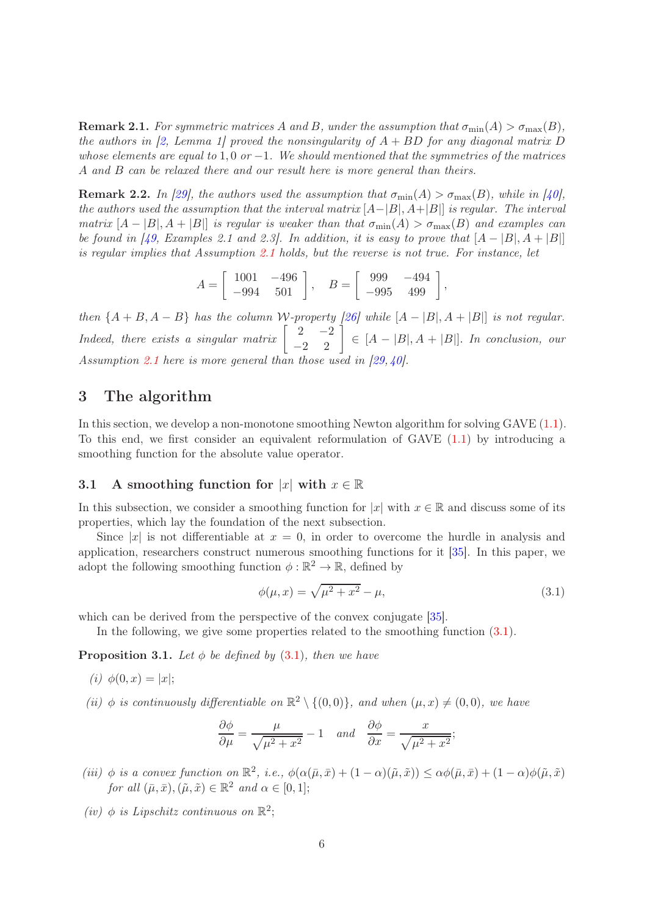**Remark 2.1.** *For symmetric matrices $A$ and $B$, under the assumption that $\sigma_{\min}(A) > \sigma_{\max}(B)$, the authors in [2, Lemma 1] proved the nonsingularity of $A + BD$ for any diagonal matrix $D$ whose elements are equal to $1, 0$ or $-1$. We should mentioned that the symmetries of the matrices $A$ and $B$ can be relaxed there and our result here is more general than theirs.*

**Remark 2.2.** *In [29], the authors used the assumption that $\sigma_{\min}(A) > \sigma_{\max}(B)$, while in [40], the authors used the assumption that the interval matrix $[A-|B|, A+|B|]$ is regular. The interval matrix $[A - |B|, A + |B|]$ is regular is weaker than that $\sigma_{\min}(A) > \sigma_{\max}(B)$ and examples can be found in [49, Examples 2.1 and 2.3]. In addition, it is easy to prove that $[A - |B|, A + |B|]$ is regular implies that Assumption 2.1 holds, but the reverse is not true. For instance, let*

$$A = \begin{bmatrix} 1001 & -496 \\ -994 & 501 \end{bmatrix}, \quad B = \begin{bmatrix} 999 & -494 \\ -995 & 499 \end{bmatrix},$$

*then $\{A + B, A - B\}$ has the column $\mathcal{W}$-property [26] while $[A - |B|, A + |B|]$ is not regular. Indeed, there exists a singular matrix $\begin{bmatrix} 2 & -2 \\ -2 & 2 \end{bmatrix} \in [A - |B|, A + |B|]$. In conclusion, our Assumption 2.1 here is more general than those used in [29, 40].*

## 3 The algorithm

In this section, we develop a non-monotone smoothing Newton algorithm for solving GAVE (1.1). To this end, we first consider an equivalent reformulation of GAVE (1.1) by introducing a smoothing function for the absolute value operator.

### 3.1 A smoothing function for $|x|$ with $x \in \mathbb{R}$

In this subsection, we consider a smoothing function for $|x|$ with $x \in \mathbb{R}$ and discuss some of its properties, which lay the foundation of the next subsection.

Since $|x|$ is not differentiable at $x = 0$, in order to overcome the hurdle in analysis and application, researchers construct numerous smoothing functions for it [35]. In this paper, we adopt the following smoothing function $\phi : \mathbb{R}^2 \to \mathbb{R}$, defined by

$$\phi(\mu, x) = \sqrt{\mu^2 + x^2} - \mu, \tag{3.1}$$

which can be derived from the perspective of the convex conjugate [35].

In the following, we give some properties related to the smoothing function (3.1).

**Proposition 3.1.** *Let $\phi$ be defined by (3.1), then we have*

*(i) $\phi(0, x) = |x|$;*

*(ii) $\phi$ is continuously differentiable on $\mathbb{R}^2 \setminus \{(0, 0)\}$, and when $(\mu, x) \neq (0, 0)$, we have*

$$\frac{\partial \phi}{\partial \mu} = \frac{\mu}{\sqrt{\mu^2 + x^2}} - 1 \quad \text{and} \quad \frac{\partial \phi}{\partial x} = \frac{x}{\sqrt{\mu^2 + x^2}};$$

*(iii) $\phi$ is a convex function on $\mathbb{R}^2$, i.e., $\phi(\alpha(\bar{\mu}, \bar{x}) + (1 - \alpha)(\tilde{\mu}, \tilde{x})) \leq \alpha\phi(\bar{\mu}, \bar{x}) + (1 - \alpha)\phi(\tilde{\mu}, \tilde{x})$ for all $(\bar{\mu}, \bar{x}), (\tilde{\mu}, \tilde{x}) \in \mathbb{R}^2$ and $\alpha \in [0, 1]$;*

*(iv) $\phi$ is Lipschitz continuous on $\mathbb{R}^2$;*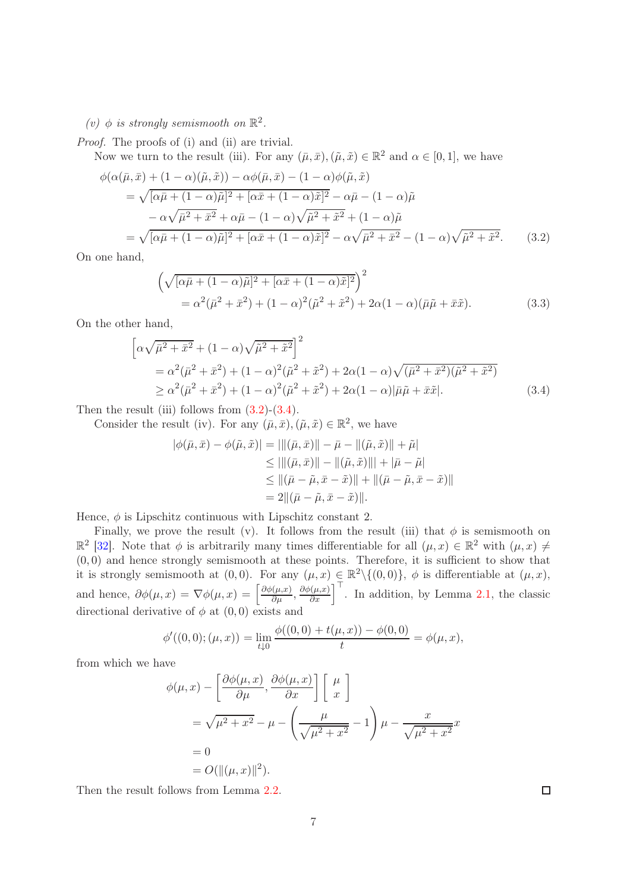(v) $\phi$ *is strongly semismooth on* $\mathbb{R}^2$.

*Proof.* The proofs of (i) and (ii) are trivial.

Now we turn to the result (iii). For any $(\bar{\mu}, \bar{x}), (\tilde{\mu}, \tilde{x}) \in \mathbb{R}^2$ and $\alpha \in [0, 1]$, we have

$$
\begin{aligned}
&\phi(\alpha(\bar{\mu}, \bar{x}) + (1-\alpha)(\tilde{\mu}, \tilde{x})) - \alpha\phi(\bar{\mu}, \bar{x}) - (1-\alpha)\phi(\tilde{\mu}, \tilde{x}) \\
&\quad = \sqrt{[\alpha\bar{\mu} + (1-\alpha)\tilde{\mu}]^2 + [\alpha\bar{x} + (1-\alpha)\tilde{x}]^2} - \alpha\bar{\mu} - (1-\alpha)\tilde{\mu} \\
&\qquad - \alpha\sqrt{\bar{\mu}^2 + \bar{x}^2} + \alpha\bar{\mu} - (1-\alpha)\sqrt{\tilde{\mu}^2 + \tilde{x}^2} + (1-\alpha)\tilde{\mu} \\
&\quad = \sqrt{[\alpha\bar{\mu} + (1-\alpha)\tilde{\mu}]^2 + [\alpha\bar{x} + (1-\alpha)\tilde{x}]^2} - \alpha\sqrt{\bar{\mu}^2 + \bar{x}^2} - (1-\alpha)\sqrt{\tilde{\mu}^2 + \tilde{x}^2}. \qquad (3.2)
\end{aligned}
$$

On one hand,

$$
\begin{aligned}
&\left(\sqrt{[\alpha\bar{\mu} + (1-\alpha)\tilde{\mu}]^2 + [\alpha\bar{x} + (1-\alpha)\tilde{x}]^2}\right)^2 \\
&\qquad = \alpha^2(\bar{\mu}^2 + \bar{x}^2) + (1-\alpha)^2(\tilde{\mu}^2 + \tilde{x}^2) + 2\alpha(1-\alpha)(\bar{\mu}\tilde{\mu} + \bar{x}\tilde{x}). \qquad (3.3)
\end{aligned}
$$

On the other hand,

$$
\begin{aligned}
&\left[\alpha\sqrt{\bar{\mu}^2 + \bar{x}^2} + (1-\alpha)\sqrt{\tilde{\mu}^2 + \tilde{x}^2}\right]^2 \\
&\qquad = \alpha^2(\bar{\mu}^2 + \bar{x}^2) + (1-\alpha)^2(\tilde{\mu}^2 + \tilde{x}^2) + 2\alpha(1-\alpha)\sqrt{(\bar{\mu}^2 + \bar{x}^2)(\tilde{\mu}^2 + \tilde{x}^2)} \\
&\qquad \geq \alpha^2(\bar{\mu}^2 + \bar{x}^2) + (1-\alpha)^2(\tilde{\mu}^2 + \tilde{x}^2) + 2\alpha(1-\alpha)|\bar{\mu}\tilde{\mu} + \bar{x}\tilde{x}|. \qquad (3.4)
\end{aligned}
$$

Then the result (iii) follows from (3.2)-(3.4).

Consider the result (iv). For any $(\bar{\mu}, \bar{x}), (\tilde{\mu}, \tilde{x}) \in \mathbb{R}^2$, we have

$$
\begin{aligned}
|\phi(\bar{\mu}, \bar{x}) - \phi(\tilde{\mu}, \tilde{x})| &= |\|(\bar{\mu}, \bar{x})\| - \bar{\mu} - \|(\tilde{\mu}, \tilde{x})\| + \tilde{\mu}| \\
&\leq |\|(\bar{\mu}, \bar{x})\| - \|(\tilde{\mu}, \tilde{x})\|| + |\bar{\mu} - \tilde{\mu}| \\
&\leq \|(\bar{\mu} - \tilde{\mu}, \bar{x} - \tilde{x})\| + \|(\bar{\mu} - \tilde{\mu}, \bar{x} - \tilde{x})\| \\
&= 2\|(\bar{\mu} - \tilde{\mu}, \bar{x} - \tilde{x})\|.
\end{aligned}
$$

Hence, $\phi$ is Lipschitz continuous with Lipschitz constant 2.

Finally, we prove the result (v). It follows from the result (iii) that $\phi$ is semismooth on $\mathbb{R}^2$ [32]. Note that $\phi$ is arbitrarily many times differentiable for all $(\mu, x) \in \mathbb{R}^2$ with $(\mu, x) \neq (0, 0)$ and hence strongly semismooth at these points. Therefore, it is sufficient to show that it is strongly semismooth at $(0, 0)$. For any $(\mu, x) \in \mathbb{R}^2 \backslash \{(0, 0)\}$, $\phi$ is differentiable at $(\mu, x)$, and hence, $\partial\phi(\mu, x) = \nabla\phi(\mu, x) = \left[\frac{\partial\phi(\mu,x)}{\partial\mu}, \frac{\partial\phi(\mu,x)}{\partial x}\right]^\top$. In addition, by Lemma 2.1, the classic directional derivative of $\phi$ at $(0, 0)$ exists and

$$
\phi'((0, 0); (\mu, x)) = \lim_{t \downarrow 0} \frac{\phi((0, 0) + t(\mu, x)) - \phi(0, 0)}{t} = \phi(\mu, x),
$$

from which we have

$$
\begin{aligned}
&\phi(\mu, x) - \left[\frac{\partial\phi(\mu, x)}{\partial\mu}, \frac{\partial\phi(\mu, x)}{\partial x}\right] \left[\begin{array}{c} \mu \\ x \end{array}\right] \\
&\quad = \sqrt{\mu^2 + x^2} - \mu - \left(\frac{\mu}{\sqrt{\mu^2 + x^2}} - 1\right)\mu - \frac{x}{\sqrt{\mu^2 + x^2}}x \\
&\quad = 0 \\
&\quad = O(\|(\mu, x)\|^2).
\end{aligned}
$$

Then the result follows from Lemma 2.2. $\square$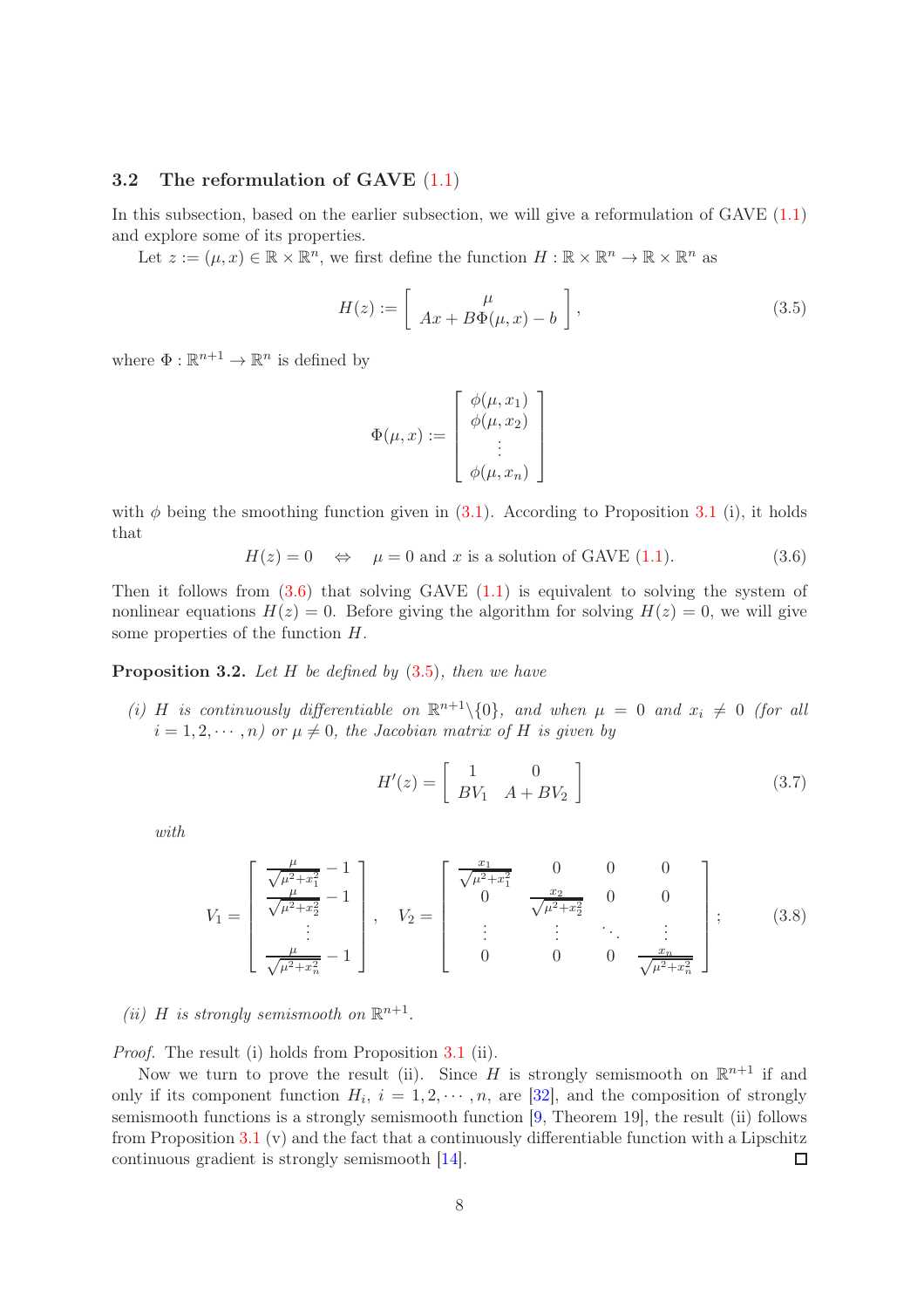### 3.2 The reformulation of GAVE (1.1)

In this subsection, based on the earlier subsection, we will give a reformulation of GAVE (1.1) and explore some of its properties.

Let $z := (\mu, x) \in \mathbb{R} \times \mathbb{R}^n$, we first define the function $H : \mathbb{R} \times \mathbb{R}^n \to \mathbb{R} \times \mathbb{R}^n$ as

$$H(z) := \begin{bmatrix} \mu \\ Ax + B\Phi(\mu, x) - b \end{bmatrix}, \tag{3.5}$$

where $\Phi : \mathbb{R}^{n+1} \to \mathbb{R}^n$ is defined by

$$\Phi(\mu, x) := \begin{bmatrix} \phi(\mu, x_1) \\ \phi(\mu, x_2) \\ \vdots \\ \phi(\mu, x_n) \end{bmatrix}$$

with $\phi$ being the smoothing function given in (3.1). According to Proposition 3.1 (i), it holds that

$$H(z) = 0 \quad \Leftrightarrow \quad \mu = 0 \text{ and } x \text{ is a solution of GAVE (1.1)}. \tag{3.6}$$

Then it follows from (3.6) that solving GAVE (1.1) is equivalent to solving the system of nonlinear equations $H(z) = 0$. Before giving the algorithm for solving $H(z) = 0$, we will give some properties of the function $H$.

**Proposition 3.2.** *Let $H$ be defined by (3.5), then we have*

*(i) $H$ is continuously differentiable on $\mathbb{R}^{n+1} \backslash \{0\}$, and when $\mu = 0$ and $x_i \neq 0$ (for all $i = 1, 2, \cdots, n$) or $\mu \neq 0$, the Jacobian matrix of $H$ is given by*

$$H'(z) = \begin{bmatrix} 1 & 0 \\ BV_1 & A + BV_2 \end{bmatrix} \tag{3.7}$$

*with*

$$V_1 = \begin{bmatrix} \frac{\mu}{\sqrt{\mu^2 + x_1^2}} - 1 \\ \frac{\mu}{\sqrt{\mu^2 + x_2^2}} - 1 \\ \vdots \\ \frac{\mu}{\sqrt{\mu^2 + x_n^2}} - 1 \end{bmatrix}, \quad V_2 = \begin{bmatrix} \frac{x_1}{\sqrt{\mu^2 + x_1^2}} & 0 & 0 & 0 \\ 0 & \frac{x_2}{\sqrt{\mu^2 + x_2^2}} & 0 & 0 \\ \vdots & \vdots & \ddots & \vdots \\ 0 & 0 & 0 & \frac{x_n}{\sqrt{\mu^2 + x_n^2}} \end{bmatrix}; \tag{3.8}$$

*(ii) $H$ is strongly semismooth on $\mathbb{R}^{n+1}$.*

*Proof.* The result (i) holds from Proposition 3.1 (ii).

Now we turn to prove the result (ii). Since $H$ is strongly semismooth on $\mathbb{R}^{n+1}$ if and only if its component function $H_i$, $i = 1, 2, \cdots, n$, are [32], and the composition of strongly semismooth functions is a strongly semismooth function [9, Theorem 19], the result (ii) follows from Proposition 3.1 (v) and the fact that a continuously differentiable function with a Lipschitz continuous gradient is strongly semismooth [14]. ◻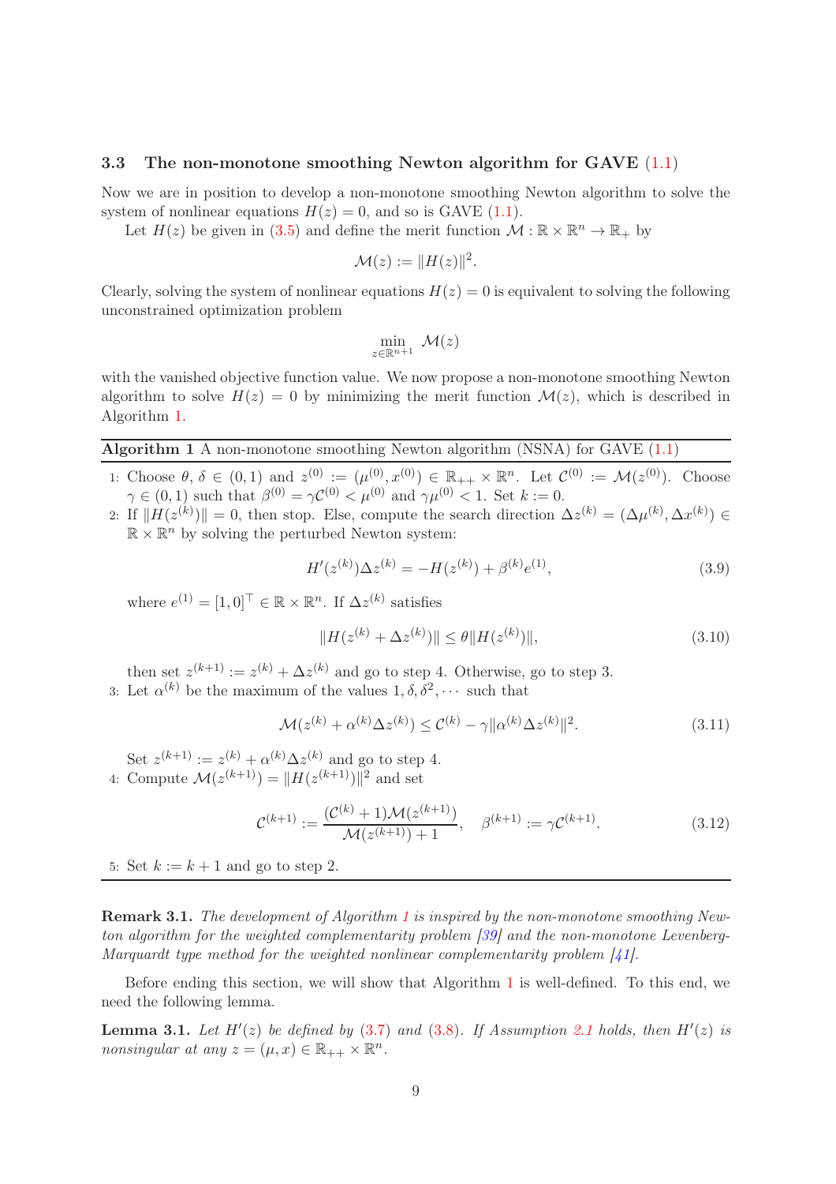### 3.3 The non-monotone smoothing Newton algorithm for GAVE (1.1)

Now we are in position to develop a non-monotone smoothing Newton algorithm to solve the system of nonlinear equations $H(z) = 0$, and so is GAVE (1.1).

Let $H(z)$ be given in (3.5) and define the merit function $\mathcal{M} : \mathbb{R} \times \mathbb{R}^n \to \mathbb{R}_+$ by

$$\mathcal{M}(z) := \|H(z)\|^2.$$

Clearly, solving the system of nonlinear equations $H(z) = 0$ is equivalent to solving the following unconstrained optimization problem

$$\min_{z \in \mathbb{R}^{n+1}} \mathcal{M}(z)$$

with the vanished objective function value. We now propose a non-monotone smoothing Newton algorithm to solve $H(z) = 0$ by minimizing the merit function $\mathcal{M}(z)$, which is described in Algorithm 1.

---

**Algorithm 1** A non-monotone smoothing Newton algorithm (NSNA) for GAVE (1.1)

---

1: Choose $\theta, \delta \in (0,1)$ and $z^{(0)} := (\mu^{(0)}, x^{(0)}) \in \mathbb{R}_{++} \times \mathbb{R}^n$. Let $\mathcal{C}^{(0)} := \mathcal{M}(z^{(0)})$. Choose $\gamma \in (0,1)$ such that $\beta^{(0)} = \gamma \mathcal{C}^{(0)} < \mu^{(0)}$ and $\gamma \mu^{(0)} < 1$. Set $k := 0$.

2: If $\|H(z^{(k)})\| = 0$, then stop. Else, compute the search direction $\Delta z^{(k)} = (\Delta \mu^{(k)}, \Delta x^{(k)}) \in \mathbb{R} \times \mathbb{R}^n$ by solving the perturbed Newton system:

$$H'(z^{(k)}) \Delta z^{(k)} = -H(z^{(k)}) + \beta^{(k)} e^{(1)}, \tag{3.9}$$

where $e^{(1)} = [1, 0]^\top \in \mathbb{R} \times \mathbb{R}^n$. If $\Delta z^{(k)}$ satisfies

$$\|H(z^{(k)} + \Delta z^{(k)})\| \le \theta \|H(z^{(k)})\|, \tag{3.10}$$

then set $z^{(k+1)} := z^{(k)} + \Delta z^{(k)}$ and go to step 4. Otherwise, go to step 3.

3: Let $\alpha^{(k)}$ be the maximum of the values $1, \delta, \delta^2, \cdots$ such that

$$\mathcal{M}(z^{(k)} + \alpha^{(k)} \Delta z^{(k)}) \le \mathcal{C}^{(k)} - \gamma \|\alpha^{(k)} \Delta z^{(k)}\|^2. \tag{3.11}$$

Set $z^{(k+1)} := z^{(k)} + \alpha^{(k)} \Delta z^{(k)}$ and go to step 4.

4: Compute $\mathcal{M}(z^{(k+1)}) = \|H(z^{(k+1)})\|^2$ and set

$$\mathcal{C}^{(k+1)} := \frac{(\mathcal{C}^{(k)} + 1)\mathcal{M}(z^{(k+1)})}{\mathcal{M}(z^{(k+1)}) + 1}, \quad \beta^{(k+1)} := \gamma \mathcal{C}^{(k+1)}. \tag{3.12}$$

5: Set $k := k + 1$ and go to step 2.

---

**Remark 3.1.** *The development of Algorithm 1 is inspired by the non-monotone smoothing Newton algorithm for the weighted complementarity problem [39] and the non-monotone Levenberg-Marquardt type method for the weighted nonlinear complementarity problem [41].*

Before ending this section, we will show that Algorithm 1 is well-defined. To this end, we need the following lemma.

**Lemma 3.1.** *Let $H'(z)$ be defined by (3.7) and (3.8). If Assumption 2.1 holds, then $H'(z)$ is nonsingular at any $z = (\mu, x) \in \mathbb{R}_{++} \times \mathbb{R}^n$.*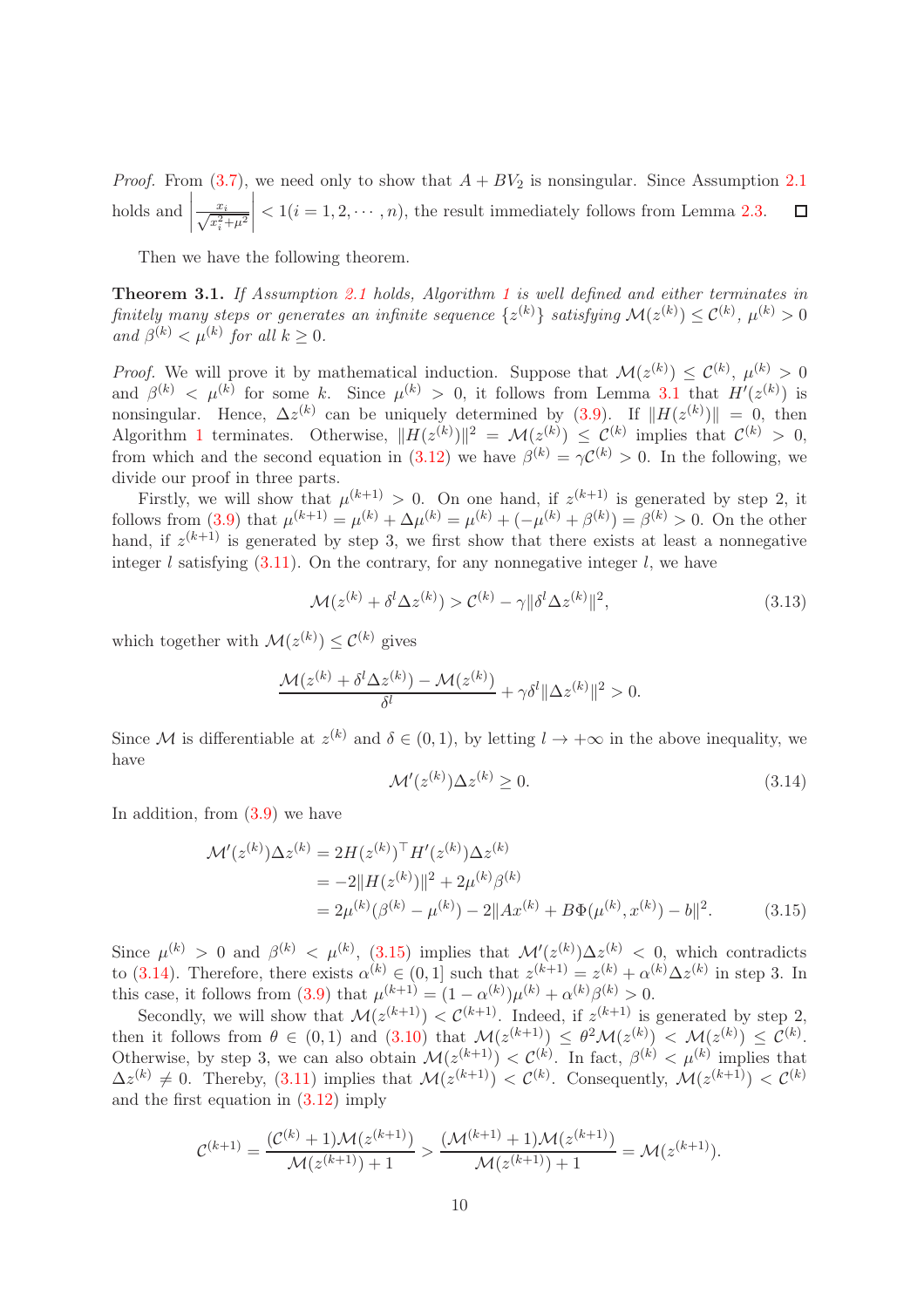*Proof.* From (3.7), we need only to show that $A + BV_2$ is nonsingular. Since Assumption 2.1 holds and $\left|\frac{x_i}{\sqrt{x_i^2+\mu^2}}\right| < 1 (i = 1, 2, \cdots, n)$, the result immediately follows from Lemma 2.3. $\square$

Then we have the following theorem.

**Theorem 3.1.** *If Assumption 2.1 holds, Algorithm 1 is well defined and either terminates in finitely many steps or generates an infinite sequence $\{z^{(k)}\}$ satisfying $\mathcal{M}(z^{(k)}) \le \mathcal{C}^{(k)}$, $\mu^{(k)} > 0$ and $\beta^{(k)} < \mu^{(k)}$ for all $k \ge 0$.*

*Proof.* We will prove it by mathematical induction. Suppose that $\mathcal{M}(z^{(k)}) \le \mathcal{C}^{(k)}$, $\mu^{(k)} > 0$ and $\beta^{(k)} < \mu^{(k)}$ for some $k$. Since $\mu^{(k)} > 0$, it follows from Lemma 3.1 that $H'(z^{(k)})$ is nonsingular. Hence, $\Delta z^{(k)}$ can be uniquely determined by (3.9). If $\|H(z^{(k)})\| = 0$, then Algorithm 1 terminates. Otherwise, $\|H(z^{(k)})\|^2 = \mathcal{M}(z^{(k)}) \le \mathcal{C}^{(k)}$ implies that $\mathcal{C}^{(k)} > 0$, from which and the second equation in (3.12) we have $\beta^{(k)} = \gamma\mathcal{C}^{(k)} > 0$. In the following, we divide our proof in three parts.

Firstly, we will show that $\mu^{(k+1)} > 0$. On one hand, if $z^{(k+1)}$ is generated by step 2, it follows from (3.9) that $\mu^{(k+1)} = \mu^{(k)} + \Delta\mu^{(k)} = \mu^{(k)} + (-\mu^{(k)} + \beta^{(k)}) = \beta^{(k)} > 0$. On the other hand, if $z^{(k+1)}$ is generated by step 3, we first show that there exists at least a nonnegative integer $l$ satisfying (3.11). On the contrary, for any nonnegative integer $l$, we have

$$\mathcal{M}(z^{(k)} + \delta^l \Delta z^{(k)}) > \mathcal{C}^{(k)} - \gamma\|\delta^l \Delta z^{(k)}\|^2, \tag{3.13}$$

which together with $\mathcal{M}(z^{(k)}) \le \mathcal{C}^{(k)}$ gives

$$\frac{\mathcal{M}(z^{(k)} + \delta^l \Delta z^{(k)}) - \mathcal{M}(z^{(k)})}{\delta^l} + \gamma\delta^l\|\Delta z^{(k)}\|^2 > 0.$$

Since $\mathcal{M}$ is differentiable at $z^{(k)}$ and $\delta \in (0, 1)$, by letting $l \to +\infty$ in the above inequality, we have

$$\mathcal{M}'(z^{(k)})\Delta z^{(k)} \ge 0. \tag{3.14}$$

In addition, from (3.9) we have

$$\begin{aligned}
\mathcal{M}'(z^{(k)})\Delta z^{(k)} &= 2H(z^{(k)})^\top H'(z^{(k)})\Delta z^{(k)} \\
&= -2\|H(z^{(k)})\|^2 + 2\mu^{(k)}\beta^{(k)} \\
&= 2\mu^{(k)}(\beta^{(k)} - \mu^{(k)}) - 2\|Ax^{(k)} + B\Phi(\mu^{(k)}, x^{(k)}) - b\|^2.
\end{aligned} \tag{3.15}$$

Since $\mu^{(k)} > 0$ and $\beta^{(k)} < \mu^{(k)}$, (3.15) implies that $\mathcal{M}'(z^{(k)})\Delta z^{(k)} < 0$, which contradicts to (3.14). Therefore, there exists $\alpha^{(k)} \in (0, 1]$ such that $z^{(k+1)} = z^{(k)} + \alpha^{(k)}\Delta z^{(k)}$ in step 3. In this case, it follows from (3.9) that $\mu^{(k+1)} = (1 - \alpha^{(k)})\mu^{(k)} + \alpha^{(k)}\beta^{(k)} > 0$.

Secondly, we will show that $\mathcal{M}(z^{(k+1)}) < \mathcal{C}^{(k+1)}$. Indeed, if $z^{(k+1)}$ is generated by step 2, then it follows from $\theta \in (0, 1)$ and (3.10) that $\mathcal{M}(z^{(k+1)}) \le \theta^2\mathcal{M}(z^{(k)}) < \mathcal{M}(z^{(k)}) \le \mathcal{C}^{(k)}$. Otherwise, by step 3, we can also obtain $\mathcal{M}(z^{(k+1)}) < \mathcal{C}^{(k)}$. In fact, $\beta^{(k)} < \mu^{(k)}$ implies that $\Delta z^{(k)} \ne 0$. Thereby, (3.11) implies that $\mathcal{M}(z^{(k+1)}) < \mathcal{C}^{(k)}$. Consequently, $\mathcal{M}(z^{(k+1)}) < \mathcal{C}^{(k)}$ and the first equation in (3.12) imply

$$\mathcal{C}^{(k+1)} = \frac{(\mathcal{C}^{(k)} + 1)\mathcal{M}(z^{(k+1)})}{\mathcal{M}(z^{(k+1)}) + 1} > \frac{(\mathcal{M}^{(k+1)} + 1)\mathcal{M}(z^{(k+1)})}{\mathcal{M}(z^{(k+1)}) + 1} = \mathcal{M}(z^{(k+1)}).$$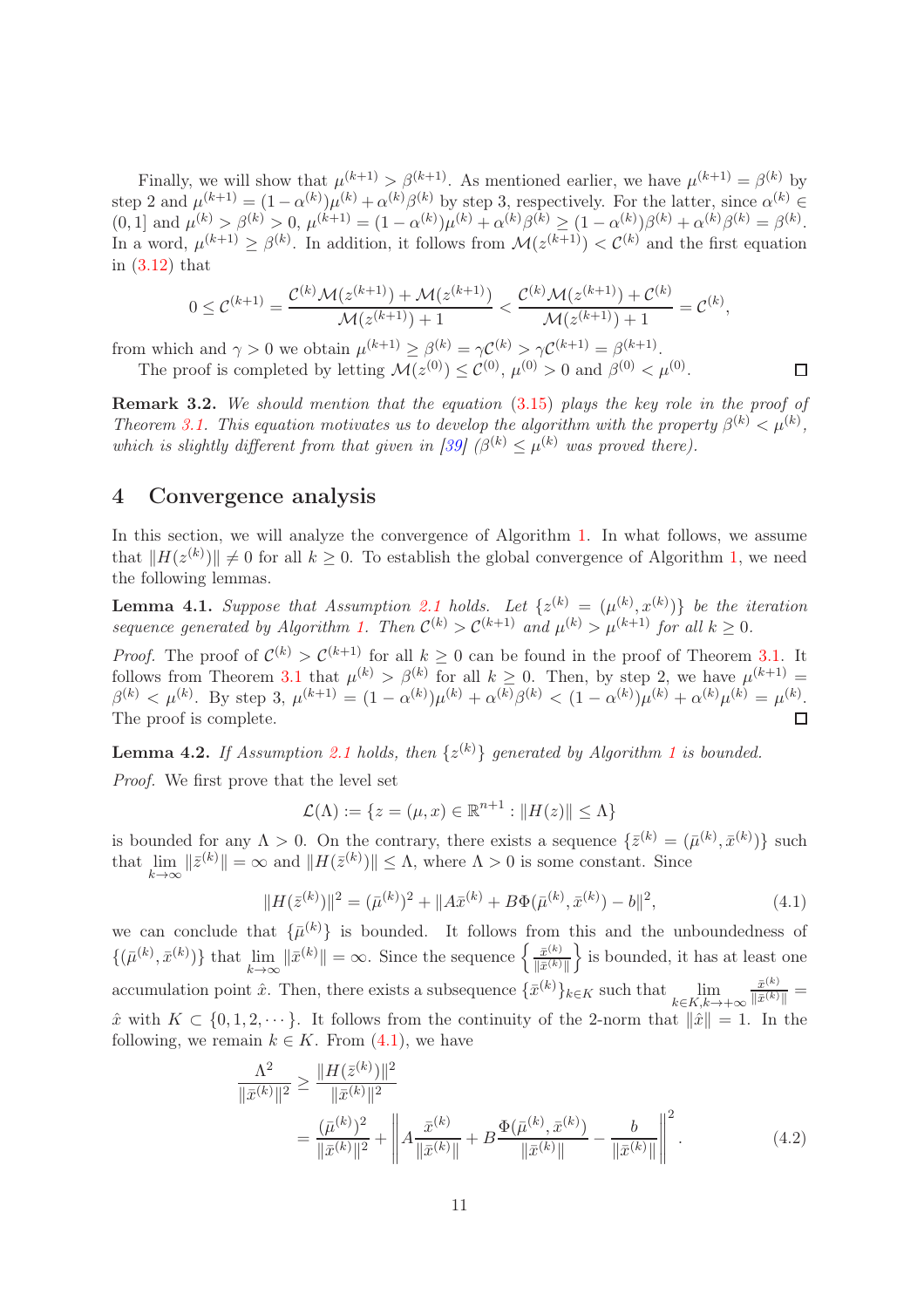Finally, we will show that $\mu^{(k+1)} > \beta^{(k+1)}$. As mentioned earlier, we have $\mu^{(k+1)} = \beta^{(k)}$ by step 2 and $\mu^{(k+1)} = (1-\alpha^{(k)})\mu^{(k)} + \alpha^{(k)}\beta^{(k)}$ by step 3, respectively. For the latter, since $\alpha^{(k)} \in (0,1]$ and $\mu^{(k)} > \beta^{(k)} > 0$, $\mu^{(k+1)} = (1-\alpha^{(k)})\mu^{(k)} + \alpha^{(k)}\beta^{(k)} \geq (1-\alpha^{(k)})\beta^{(k)} + \alpha^{(k)}\beta^{(k)} = \beta^{(k)}$. In a word, $\mu^{(k+1)} \geq \beta^{(k)}$. In addition, it follows from $\mathcal{M}(z^{(k+1)}) < \mathcal{C}^{(k)}$ and the first equation in (3.12) that

$$0 \leq \mathcal{C}^{(k+1)} = \frac{\mathcal{C}^{(k)}\mathcal{M}(z^{(k+1)}) + \mathcal{M}(z^{(k+1)})}{\mathcal{M}(z^{(k+1)}) + 1} < \frac{\mathcal{C}^{(k)}\mathcal{M}(z^{(k+1)}) + \mathcal{C}^{(k)}}{\mathcal{M}(z^{(k+1)}) + 1} = \mathcal{C}^{(k)},$$

from which and $\gamma > 0$ we obtain $\mu^{(k+1)} \geq \beta^{(k)} = \gamma\mathcal{C}^{(k)} > \gamma\mathcal{C}^{(k+1)} = \beta^{(k+1)}$.

The proof is completed by letting $\mathcal{M}(z^{(0)}) \leq \mathcal{C}^{(0)}$, $\mu^{(0)} > 0$ and $\beta^{(0)} < \mu^{(0)}$. □

**Remark 3.2.** *We should mention that the equation (3.15) plays the key role in the proof of Theorem 3.1. This equation motivates us to develop the algorithm with the property $\beta^{(k)} < \mu^{(k)}$, which is slightly different from that given in [39] ($\beta^{(k)} \leq \mu^{(k)}$ was proved there).*

## 4 Convergence analysis

In this section, we will analyze the convergence of Algorithm 1. In what follows, we assume that $\|H(z^{(k)})\| \neq 0$ for all $k \geq 0$. To establish the global convergence of Algorithm 1, we need the following lemmas.

**Lemma 4.1.** *Suppose that Assumption 2.1 holds. Let $\{z^{(k)} = (\mu^{(k)}, x^{(k)})\}$ be the iteration sequence generated by Algorithm 1. Then $\mathcal{C}^{(k)} > \mathcal{C}^{(k+1)}$ and $\mu^{(k)} > \mu^{(k+1)}$ for all $k \geq 0$.*

*Proof.* The proof of $\mathcal{C}^{(k)} > \mathcal{C}^{(k+1)}$ for all $k \geq 0$ can be found in the proof of Theorem 3.1. It follows from Theorem 3.1 that $\mu^{(k)} > \beta^{(k)}$ for all $k \geq 0$. Then, by step 2, we have $\mu^{(k+1)} = \beta^{(k)} < \mu^{(k)}$. By step 3, $\mu^{(k+1)} = (1-\alpha^{(k)})\mu^{(k)} + \alpha^{(k)}\beta^{(k)} < (1-\alpha^{(k)})\mu^{(k)} + \alpha^{(k)}\mu^{(k)} = \mu^{(k)}$. The proof is complete. □

**Lemma 4.2.** *If Assumption 2.1 holds, then $\{z^{(k)}\}$ generated by Algorithm 1 is bounded.*

*Proof.* We first prove that the level set

$$\mathcal{L}(\Lambda) := \{z = (\mu, x) \in \mathbb{R}^{n+1} : \|H(z)\| \leq \Lambda\}$$

is bounded for any $\Lambda > 0$. On the contrary, there exists a sequence $\{\bar{z}^{(k)} = (\bar{\mu}^{(k)}, \bar{x}^{(k)})\}$ such that $\lim_{k\to\infty} \|\bar{z}^{(k)}\| = \infty$ and $\|H(\bar{z}^{(k)})\| \leq \Lambda$, where $\Lambda > 0$ is some constant. Since

$$\|H(\bar{z}^{(k)})\|^2 = (\bar{\mu}^{(k)})^2 + \|A\bar{x}^{(k)} + B\Phi(\bar{\mu}^{(k)}, \bar{x}^{(k)}) - b\|^2, \tag{4.1}$$

we can conclude that $\{\bar{\mu}^{(k)}\}$ is bounded. It follows from this and the unboundedness of $\{(\bar{\mu}^{(k)}, \bar{x}^{(k)})\}$ that $\lim_{k\to\infty} \|\bar{x}^{(k)}\| = \infty$. Since the sequence $\left\{\frac{\bar{x}^{(k)}}{\|\bar{x}^{(k)}\|}\right\}$ is bounded, it has at least one accumulation point $\hat{x}$. Then, there exists a subsequence $\{\bar{x}^{(k)}\}_{k\in K}$ such that $\lim_{k\in K, k\to+\infty} \frac{\bar{x}^{(k)}}{\|\bar{x}^{(k)}\|} = \hat{x}$ with $K \subset \{0, 1, 2, \cdots\}$. It follows from the continuity of the 2-norm that $\|\hat{x}\| = 1$. In the following, we remain $k \in K$. From (4.1), we have

$$\begin{aligned}
\frac{\Lambda^2}{\|\bar{x}^{(k)}\|^2} &\geq \frac{\|H(\bar{z}^{(k)})\|^2}{\|\bar{x}^{(k)}\|^2} \\
&= \frac{(\bar{\mu}^{(k)})^2}{\|\bar{x}^{(k)}\|^2} + \left\| A\frac{\bar{x}^{(k)}}{\|\bar{x}^{(k)}\|} + B\frac{\Phi(\bar{\mu}^{(k)}, \bar{x}^{(k)})}{\|\bar{x}^{(k)}\|} - \frac{b}{\|\bar{x}^{(k)}\|} \right\|^2.
\end{aligned} \tag{4.2}$$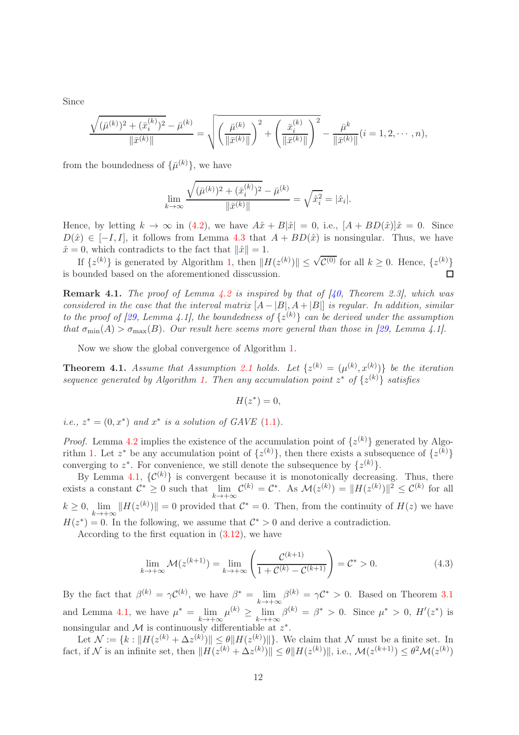Since

$$\frac{\sqrt{(\bar{\mu}^{(k)})^2+(\bar{x}_i^{(k)})^2}-\bar{\mu}^{(k)}}{\|\bar{x}^{(k)}\|}=\sqrt{\left(\frac{\bar{\mu}^{(k)}}{\|\bar{x}^{(k)}\|}\right)^2+\left(\frac{\bar{x}_i^{(k)}}{\|\bar{x}^{(k)}\|}\right)^2}-\frac{\bar{\mu}^{k}}{\|\bar{x}^{(k)}\|}(i=1,2,\cdots,n),$$

from the boundedness of $\{\bar{\mu}^{(k)}\}$, we have

$$\lim_{k\to\infty}\frac{\sqrt{(\bar{\mu}^{(k)})^2+(\bar{x}_i^{(k)})^2}-\bar{\mu}^{(k)}}{\|\bar{x}^{(k)}\|}=\sqrt{\hat{x}_i^2}=|\hat{x}_i|.$$

Hence, by letting $k\to\infty$ in (4.2), we have $A\hat{x}+B|\hat{x}|=0$, i.e., $[A+BD(\hat{x})]\hat{x}=0$. Since $D(\hat{x})\in[-I,I]$, it follows from Lemma 4.3 that $A+BD(\hat{x})$ is nonsingular. Thus, we have $\hat{x}=0$, which contradicts to the fact that $\|\hat{x}\|=1$.

If $\{z^{(k)}\}$ is generated by Algorithm 1, then $\|H(z^{(k)})\|\le\sqrt{\mathcal{C}^{(0)}}$ for all $k\ge 0$. Hence, $\{z^{(k)}\}$ is bounded based on the aforementioned disscussion. □

**Remark 4.1.** *The proof of Lemma 4.2 is inspired by that of [40, Theorem 2.3], which was considered in the case that the interval matrix $[A-|B|,A+|B|]$ is regular. In addition, similar to the proof of [29, Lemma 4.1], the boundedness of $\{z^{(k)}\}$ can be derived under the assumption that $\sigma_{\min}(A)>\sigma_{\max}(B)$. Our result here seems more general than those in [29, Lemma 4.1].*

Now we show the global convergence of Algorithm 1.

**Theorem 4.1.** *Assume that Assumption 2.1 holds. Let $\{z^{(k)}=(\mu^{(k)},x^{(k)})\}$ be the iteration sequence generated by Algorithm 1. Then any accumulation point $z^*$ of $\{z^{(k)}\}$ satisfies*

$$H(z^*)=0,$$

*i.e., $z^*=(0,x^*)$ and $x^*$ is a solution of GAVE (1.1).*

*Proof.* Lemma 4.2 implies the existence of the accumulation point of $\{z^{(k)}\}$ generated by Algorithm 1. Let $z^*$ be any accumulation point of $\{z^{(k)}\}$, then there exists a subsequence of $\{z^{(k)}\}$ converging to $z^*$. For convenience, we still denote the subsequence by $\{z^{(k)}\}$.

By Lemma 4.1, $\{\mathcal{C}^{(k)}\}$ is convergent because it is monotonically decreasing. Thus, there exists a constant $\mathcal{C}^*\ge 0$ such that $\lim\limits_{k\to+\infty}\mathcal{C}^{(k)}=\mathcal{C}^*$. As $\mathcal{M}(z^{(k)})=\|H(z^{(k)})\|^2\le\mathcal{C}^{(k)}$ for all $k\ge 0$, $\lim\limits_{k\to+\infty}\|H(z^{(k)})\|=0$ provided that $\mathcal{C}^*=0$. Then, from the continuity of $H(z)$ we have $H(z^*)=0$. In the following, we assume that $\mathcal{C}^*>0$ and derive a contradiction.

According to the first equation in (3.12), we have

$$\lim_{k\to+\infty}\mathcal{M}(z^{(k+1)})=\lim_{k\to+\infty}\left(\frac{\mathcal{C}^{(k+1)}}{1+\mathcal{C}^{(k)}-\mathcal{C}^{(k+1)}}\right)=\mathcal{C}^*>0. \tag{4.3}$$

By the fact that $\beta^{(k)}=\gamma\mathcal{C}^{(k)}$, we have $\beta^*=\lim\limits_{k\to+\infty}\beta^{(k)}=\gamma\mathcal{C}^*>0$. Based on Theorem 3.1 and Lemma 4.1, we have $\mu^*=\lim\limits_{k\to+\infty}\mu^{(k)}\ge\lim\limits_{k\to+\infty}\beta^{(k)}=\beta^*>0$. Since $\mu^*>0$, $H'(z^*)$ is nonsingular and $\mathcal{M}$ is continuously differentiable at $z^*$.

Let $\mathcal{N}:=\{k:\|H(z^{(k)}+\Delta z^{(k)})\|\le\theta\|H(z^{(k)})\|\}$. We claim that $\mathcal{N}$ must be a finite set. In fact, if $\mathcal{N}$ is an infinite set, then $\|H(z^{(k)}+\Delta z^{(k)})\|\le\theta\|H(z^{(k)})\|$, i.e., $\mathcal{M}(z^{(k+1)})\le\theta^2\mathcal{M}(z^{(k)})$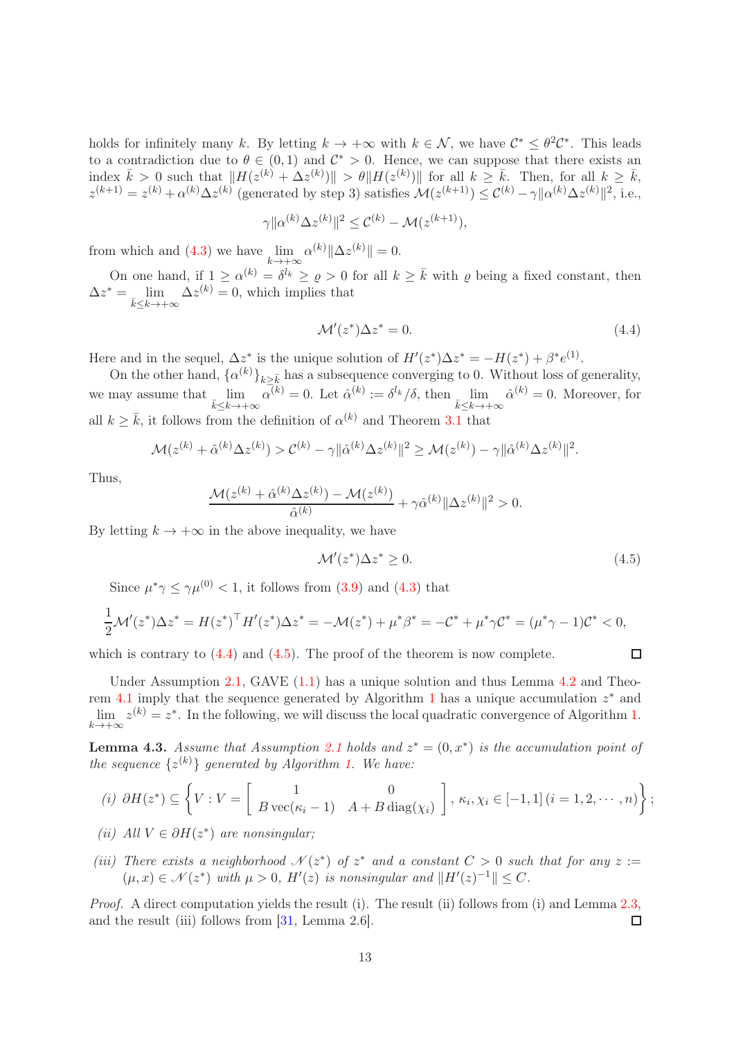holds for infinitely many $k$. By letting $k \to +\infty$ with $k \in \mathcal{N}$, we have $\mathcal{C}^* \leq \theta^2 \mathcal{C}^*$. This leads to a contradiction due to $\theta \in (0,1)$ and $\mathcal{C}^* > 0$. Hence, we can suppose that there exists an index $\bar{k} > 0$ such that $\|H(z^{(k)} + \Delta z^{(k)})\| > \theta \|H(z^{(k)})\|$ for all $k \geq \bar{k}$. Then, for all $k \geq \bar{k}$, $z^{(k+1)} = z^{(k)} + \alpha^{(k)} \Delta z^{(k)}$ (generated by step 3) satisfies $\mathcal{M}(z^{(k+1)}) \leq \mathcal{C}^{(k)} - \gamma \|\alpha^{(k)} \Delta z^{(k)}\|^2$, i.e.,

$$\gamma \|\alpha^{(k)} \Delta z^{(k)}\|^2 \leq \mathcal{C}^{(k)} - \mathcal{M}(z^{(k+1)}),$$

from which and (4.3) we have $\lim\limits_{k \to +\infty} \alpha^{(k)} \|\Delta z^{(k)}\| = 0$.

On one hand, if $1 \geq \alpha^{(k)} = \delta^{l_k} \geq \varrho > 0$ for all $k \geq \bar{k}$ with $\varrho$ being a fixed constant, then $\Delta z^* = \lim\limits_{\bar{k} \leq k \to +\infty} \Delta z^{(k)} = 0$, which implies that

$$\mathcal{M}'(z^*) \Delta z^* = 0. \tag{4.4}$$

Here and in the sequel, $\Delta z^*$ is the unique solution of $H'(z^*)\Delta z^* = -H(z^*) + \beta^* e^{(1)}$.

On the other hand, $\{\alpha^{(k)}\}_{k \geq \bar{k}}$ has a subsequence converging to 0. Without loss of generality, we may assume that $\lim\limits_{\bar{k} \leq k \to +\infty} \alpha^{(k)} = 0$. Let $\hat{\alpha}^{(k)} := \delta^{l_k}/\delta$, then $\lim\limits_{\bar{k} \leq k \to +\infty} \hat{\alpha}^{(k)} = 0$. Moreover, for all $k \geq \bar{k}$, it follows from the definition of $\alpha^{(k)}$ and Theorem 3.1 that

$$\mathcal{M}(z^{(k)} + \hat{\alpha}^{(k)} \Delta z^{(k)}) > \mathcal{C}^{(k)} - \gamma \|\hat{\alpha}^{(k)} \Delta z^{(k)}\|^2 \geq \mathcal{M}(z^{(k)}) - \gamma \|\hat{\alpha}^{(k)} \Delta z^{(k)}\|^2.$$

Thus,

$$\frac{\mathcal{M}(z^{(k)} + \hat{\alpha}^{(k)} \Delta z^{(k)}) - \mathcal{M}(z^{(k)})}{\hat{\alpha}^{(k)}} + \gamma \hat{\alpha}^{(k)} \|\Delta z^{(k)}\|^2 > 0.$$

By letting $k \to +\infty$ in the above inequality, we have

$$\mathcal{M}'(z^*) \Delta z^* \geq 0. \tag{4.5}$$

Since $\mu^* \gamma \leq \gamma \mu^{(0)} < 1$, it follows from (3.9) and (4.3) that

$$\frac{1}{2} \mathcal{M}'(z^*) \Delta z^* = H(z^*)^\top H'(z^*) \Delta z^* = -\mathcal{M}(z^*) + \mu^* \beta^* = -\mathcal{C}^* + \mu^* \gamma \mathcal{C}^* = (\mu^* \gamma - 1) \mathcal{C}^* < 0,$$

which is contrary to (4.4) and (4.5). The proof of the theorem is now complete. $\square$

Under Assumption 2.1, GAVE (1.1) has a unique solution and thus Lemma 4.2 and Theorem 4.1 imply that the sequence generated by Algorithm 1 has a unique accumulation $z^*$ and $\lim\limits_{k \to +\infty} z^{(k)} = z^*$. In the following, we will discuss the local quadratic convergence of Algorithm 1.

**Lemma 4.3.** *Assume that Assumption 2.1 holds and $z^* = (0, x^*)$ is the accumulation point of the sequence $\{z^{(k)}\}$ generated by Algorithm 1. We have:*

*(i)* $\partial H(z^*) \subseteq \left\{ V : V = \begin{bmatrix} 1 & 0 \\ B\,\mathrm{vec}(\kappa_i - 1) & A + B\,\mathrm{diag}(\chi_i) \end{bmatrix}, \kappa_i, \chi_i \in [-1, 1]\, (i = 1, 2, \cdots, n) \right\}$;

*(ii) All $V \in \partial H(z^*)$ are nonsingular;*

*(iii) There exists a neighborhood $\mathscr{N}(z^*)$ of $z^*$ and a constant $C > 0$ such that for any $z := (\mu, x) \in \mathscr{N}(z^*)$ with $\mu > 0$, $H'(z)$ is nonsingular and $\|H'(z)^{-1}\| \leq C$.*

*Proof.* A direct computation yields the result (i). The result (ii) follows from (i) and Lemma 2.3, and the result (iii) follows from [31, Lemma 2.6]. $\square$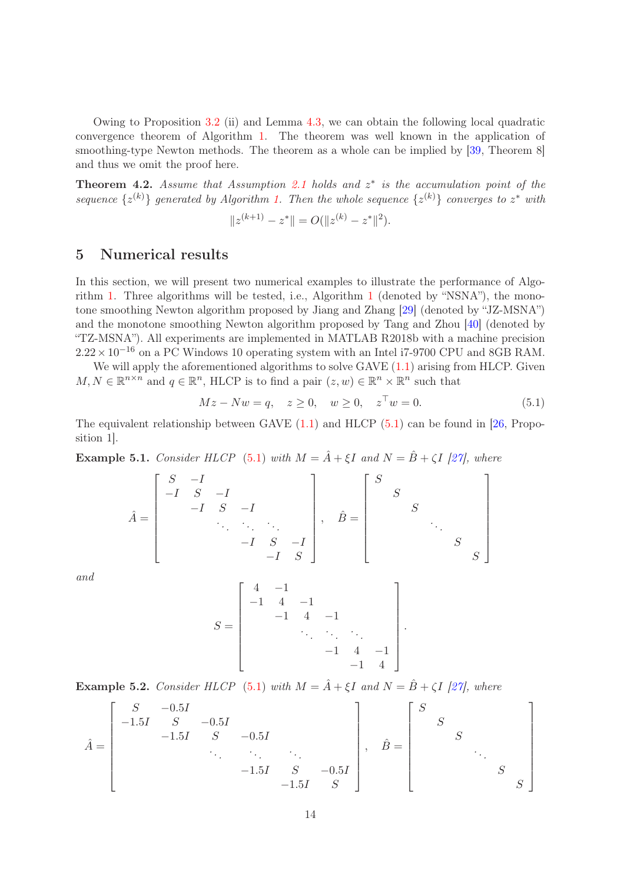Owing to Proposition 3.2 (ii) and Lemma 4.3, we can obtain the following local quadratic convergence theorem of Algorithm 1. The theorem was well known in the application of smoothing-type Newton methods. The theorem as a whole can be implied by [39, Theorem 8] and thus we omit the proof here.

**Theorem 4.2.** *Assume that Assumption 2.1 holds and $z^*$ is the accumulation point of the sequence $\{z^{(k)}\}$ generated by Algorithm 1. Then the whole sequence $\{z^{(k)}\}$ converges to $z^*$ with*

$$\|z^{(k+1)} - z^*\| = O(\|z^{(k)} - z^*\|^2).$$

## 5 Numerical results

In this section, we will present two numerical examples to illustrate the performance of Algorithm 1. Three algorithms will be tested, i.e., Algorithm 1 (denoted by "NSNA"), the monotone smoothing Newton algorithm proposed by Jiang and Zhang [29] (denoted by "JZ-MSNA") and the monotone smoothing Newton algorithm proposed by Tang and Zhou [40] (denoted by "TZ-MSNA"). All experiments are implemented in MATLAB R2018b with a machine precision $2.22 \times 10^{-16}$ on a PC Windows 10 operating system with an Intel i7-9700 CPU and 8GB RAM.

We will apply the aforementioned algorithms to solve GAVE (1.1) arising from HLCP. Given $M, N \in \mathbb{R}^{n\times n}$ and $q \in \mathbb{R}^n$, HLCP is to find a pair $(z, w) \in \mathbb{R}^n \times \mathbb{R}^n$ such that

$$Mz - Nw = q, \quad z \geq 0, \quad w \geq 0, \quad z^\top w = 0. \tag{5.1}$$

The equivalent relationship between GAVE (1.1) and HLCP (5.1) can be found in [26, Proposition 1].

**Example 5.1.** *Consider HLCP (5.1) with $M = \hat{A} + \xi I$ and $N = \hat{B} + \zeta I$ [27], where*

$$\hat{A} = \begin{bmatrix} S & -I & & & & \\ -I & S & -I & & & \\ & -I & S & -I & & \\ & & \ddots & \ddots & \ddots & \\ & & & -I & S & -I \\ & & & & -I & S \end{bmatrix}, \quad \hat{B} = \begin{bmatrix} S & & & & & \\ & S & & & & \\ & & S & & & \\ & & & \ddots & & \\ & & & & S & \\ & & & & & S \end{bmatrix}$$

*and*

$$S = \begin{bmatrix} 4 & -1 & & & & \\ -1 & 4 & -1 & & & \\ & -1 & 4 & -1 & & \\ & & \ddots & \ddots & \ddots & \\ & & & -1 & 4 & -1 \\ & & & & -1 & 4 \end{bmatrix}.$$

**Example 5.2.** *Consider HLCP (5.1) with $M = \hat{A} + \xi I$ and $N = \hat{B} + \zeta I$ [27], where*

$$\hat{A} = \begin{bmatrix} S & -0.5I & & & & \\ -1.5I & S & -0.5I & & & \\ & -1.5I & S & -0.5I & & \\ & & \ddots & \ddots & \ddots & \\ & & & -1.5I & S & -0.5I \\ & & & & -1.5I & S \end{bmatrix}, \quad \hat{B} = \begin{bmatrix} S & & & & & \\ & S & & & & \\ & & S & & & \\ & & & \ddots & & \\ & & & & S & \\ & & & & & S \end{bmatrix}$$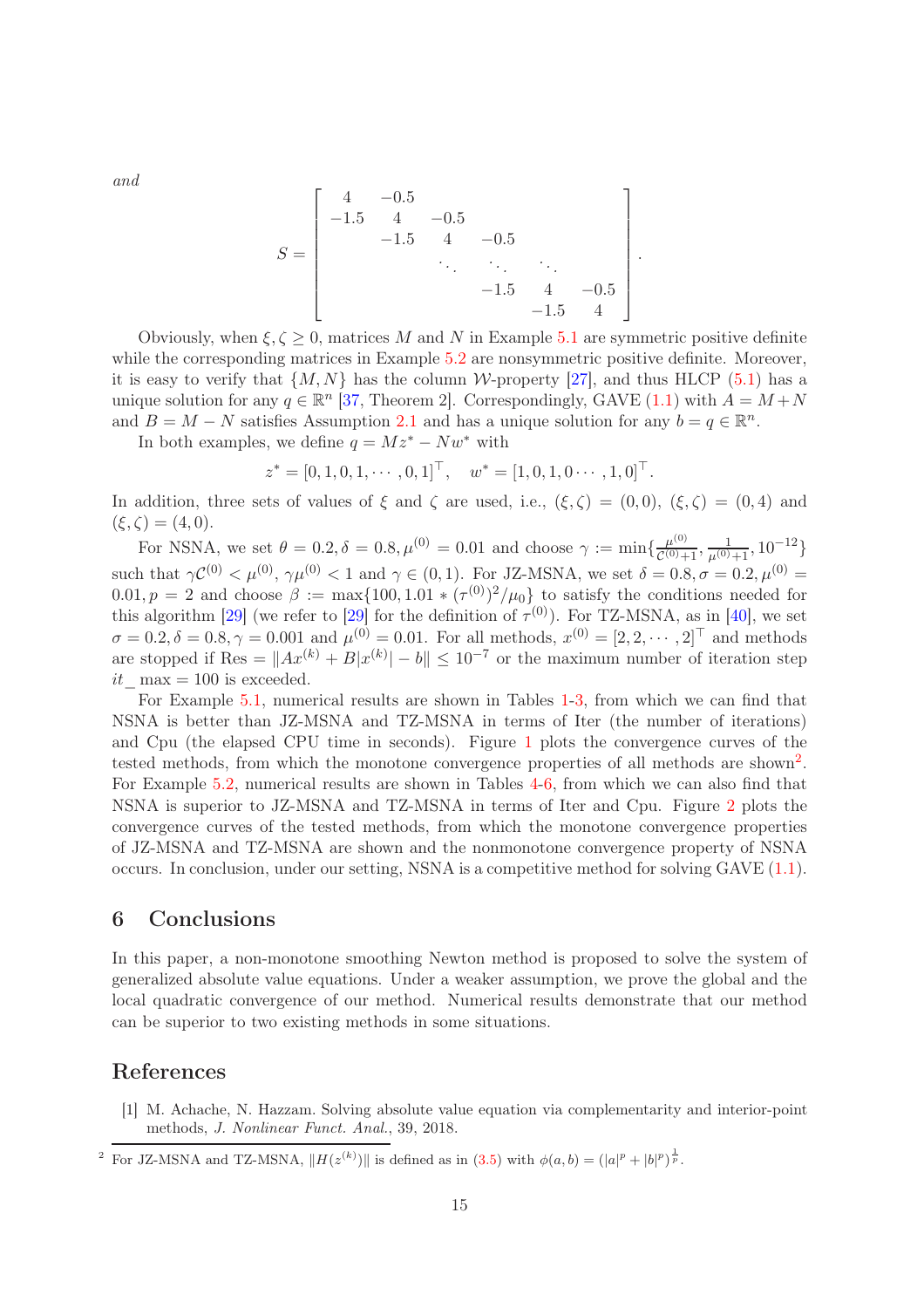*and*

$$S = \begin{bmatrix} 4 & -0.5 & & & & \\ -1.5 & 4 & -0.5 & & & \\ & -1.5 & 4 & -0.5 & & \\ & & \ddots & \ddots & \ddots & \\ & & & -1.5 & 4 & -0.5 \\ & & & & -1.5 & 4 \end{bmatrix}.$$

Obviously, when $\xi, \zeta \geq 0$, matrices $M$ and $N$ in Example 5.1 are symmetric positive definite while the corresponding matrices in Example 5.2 are nonsymmetric positive definite. Moreover, it is easy to verify that $\{M, N\}$ has the column $\mathcal{W}$-property [27], and thus HLCP (5.1) has a unique solution for any $q \in \mathbb{R}^n$ [37, Theorem 2]. Correspondingly, GAVE (1.1) with $A = M + N$ and $B = M - N$ satisfies Assumption 2.1 and has a unique solution for any $b = q \in \mathbb{R}^n$.

In both examples, we define $q = Mz^* - Nw^*$ with

$$z^* = [0, 1, 0, 1, \cdots, 0, 1]^\top, \quad w^* = [1, 0, 1, 0 \cdots, 1, 0]^\top.$$

In addition, three sets of values of $\xi$ and $\zeta$ are used, i.e., $(\xi, \zeta) = (0, 0)$, $(\xi, \zeta) = (0, 4)$ and $(\xi, \zeta) = (4, 0)$.

For NSNA, we set $\theta = 0.2, \delta = 0.8, \mu^{(0)} = 0.01$ and choose $\gamma := \min\{\frac{\mu^{(0)}}{\mathcal{C}^{(0)}+1}, \frac{1}{\mu^{(0)}+1}, 10^{-12}\}$ such that $\gamma\mathcal{C}^{(0)} < \mu^{(0)}$, $\gamma\mu^{(0)} < 1$ and $\gamma \in (0, 1)$. For JZ-MSNA, we set $\delta = 0.8, \sigma = 0.2, \mu^{(0)} = 0.01, p = 2$ and choose $\beta := \max\{100, 1.01 * (\tau^{(0)})^2/\mu_0\}$ to satisfy the conditions needed for this algorithm [29] (we refer to [29] for the definition of $\tau^{(0)}$). For TZ-MSNA, as in [40], we set $\sigma = 0.2, \delta = 0.8, \gamma = 0.001$ and $\mu^{(0)} = 0.01$. For all methods, $x^{(0)} = [2, 2, \cdots, 2]^\top$ and methods are stopped if $\text{Res} = \|Ax^{(k)} + B|x^{(k)}| - b\| \leq 10^{-7}$ or the maximum number of iteration step $it\_\max = 100$ is exceeded.

For Example 5.1, numerical results are shown in Tables 1-3, from which we can find that NSNA is better than JZ-MSNA and TZ-MSNA in terms of Iter (the number of iterations) and Cpu (the elapsed CPU time in seconds). Figure 1 plots the convergence curves of the tested methods, from which the monotone convergence properties of all methods are shown[2]. For Example 5.2, numerical results are shown in Tables 4-6, from which we can also find that NSNA is superior to JZ-MSNA and TZ-MSNA in terms of Iter and Cpu. Figure 2 plots the convergence curves of the tested methods, from which the monotone convergence properties of JZ-MSNA and TZ-MSNA are shown and the nonmonotone convergence property of NSNA occurs. In conclusion, under our setting, NSNA is a competitive method for solving GAVE (1.1).

## 6 Conclusions

In this paper, a non-monotone smoothing Newton method is proposed to solve the system of generalized absolute value equations. Under a weaker assumption, we prove the global and the local quadratic convergence of our method. Numerical results demonstrate that our method can be superior to two existing methods in some situations.

## References

[1] M. Achache, N. Hazzam. Solving absolute value equation via complementarity and interior-point methods, *J. Nonlinear Funct. Anal.*, 39, 2018.

[2] For JZ-MSNA and TZ-MSNA, $\|H(z^{(k)})\|$ is defined as in (3.5) with $\phi(a, b) = (|a|^p + |b|^p)^{\frac{1}{p}}$.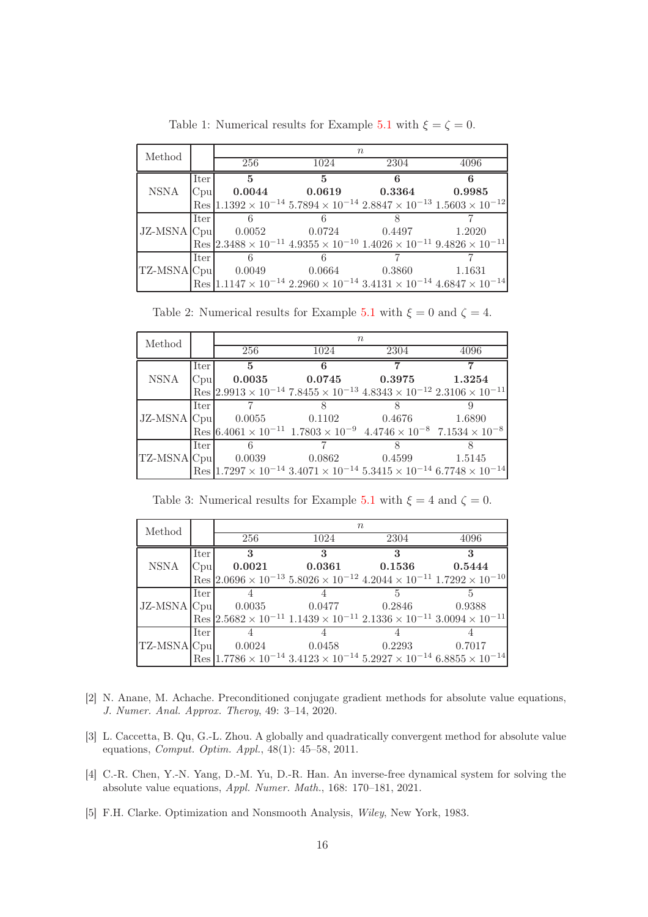Table 1: Numerical results for Example 5.1 with $\xi = \zeta = 0$.

| Method | | $n$ | | | |
|---|---|---|---|---|---|
| | | 256 | 1024 | 2304 | 4096 |
| NSNA | Iter | **5** | **5** | **6** | **6** |
| | Cpu | **0.0044** | **0.0619** | **0.3364** | **0.9985** |
| | Res | $1.1392 \times 10^{-14}$ | $5.7894 \times 10^{-14}$ | $2.8847 \times 10^{-13}$ | $1.5603 \times 10^{-12}$ |
| JZ-MSNA | Iter | 6 | 6 | 8 | 7 |
| | Cpu | 0.0052 | 0.0724 | 0.4497 | 1.2020 |
| | Res | $2.3488 \times 10^{-11}$ | $4.9355 \times 10^{-10}$ | $1.4026 \times 10^{-11}$ | $9.4826 \times 10^{-11}$ |
| TZ-MSNA | Iter | 6 | 6 | 7 | 7 |
| | Cpu | 0.0049 | 0.0664 | 0.3860 | 1.1631 |
| | Res | $1.1147 \times 10^{-14}$ | $2.2960 \times 10^{-14}$ | $3.4131 \times 10^{-14}$ | $4.6847 \times 10^{-14}$ |

Table 2: Numerical results for Example 5.1 with $\xi = 0$ and $\zeta = 4$.

| Method | | $n$ | | | |
|---|---|---|---|---|---|
| | | 256 | 1024 | 2304 | 4096 |
| NSNA | Iter | **5** | **6** | **7** | **7** |
| | Cpu | **0.0035** | **0.0745** | **0.3975** | **1.3254** |
| | Res | $2.9913 \times 10^{-14}$ | $7.8455 \times 10^{-13}$ | $4.8343 \times 10^{-12}$ | $2.3106 \times 10^{-11}$ |
| JZ-MSNA | Iter | 7 | 8 | 8 | 9 |
| | Cpu | 0.0055 | 0.1102 | 0.4676 | 1.6890 |
| | Res | $6.4061 \times 10^{-11}$ | $1.7803 \times 10^{-9}$ | $4.4746 \times 10^{-8}$ | $7.1534 \times 10^{-8}$ |
| TZ-MSNA | Iter | 6 | 7 | 8 | 8 |
| | Cpu | 0.0039 | 0.0862 | 0.4599 | 1.5145 |
| | Res | $1.7297 \times 10^{-14}$ | $3.4071 \times 10^{-14}$ | $5.3415 \times 10^{-14}$ | $6.7748 \times 10^{-14}$ |

Table 3: Numerical results for Example 5.1 with $\xi = 4$ and $\zeta = 0$.

| Method | | $n$ | | | |
|---|---|---|---|---|---|
| | | 256 | 1024 | 2304 | 4096 |
| NSNA | Iter | **3** | **3** | **3** | **3** |
| | Cpu | **0.0021** | **0.0361** | **0.1536** | **0.5444** |
| | Res | $2.0696 \times 10^{-13}$ | $5.8026 \times 10^{-12}$ | $4.2044 \times 10^{-11}$ | $1.7292 \times 10^{-10}$ |
| JZ-MSNA | Iter | 4 | 4 | 5 | 5 |
| | Cpu | 0.0035 | 0.0477 | 0.2846 | 0.9388 |
| | Res | $2.5682 \times 10^{-11}$ | $1.1439 \times 10^{-11}$ | $2.1336 \times 10^{-11}$ | $3.0094 \times 10^{-11}$ |
| TZ-MSNA | Iter | 4 | 4 | 4 | 4 |
| | Cpu | 0.0024 | 0.0458 | 0.2293 | 0.7017 |
| | Res | $1.7786 \times 10^{-14}$ | $3.4123 \times 10^{-14}$ | $5.2927 \times 10^{-14}$ | $6.8855 \times 10^{-14}$ |

[2] N. Anane, M. Achache. Preconditioned conjugate gradient methods for absolute value equations, *J. Numer. Anal. Approx. Theroy*, 49: 3–14, 2020.

[3] L. Caccetta, B. Qu, G.-L. Zhou. A globally and quadratically convergent method for absolute value equations, *Comput. Optim. Appl.*, 48(1): 45–58, 2011.

[4] C.-R. Chen, Y.-N. Yang, D.-M. Yu, D.-R. Han. An inverse-free dynamical system for solving the absolute value equations, *Appl. Numer. Math.*, 168: 170–181, 2021.

[5] F.H. Clarke. Optimization and Nonsmooth Analysis, *Wiley*, New York, 1983.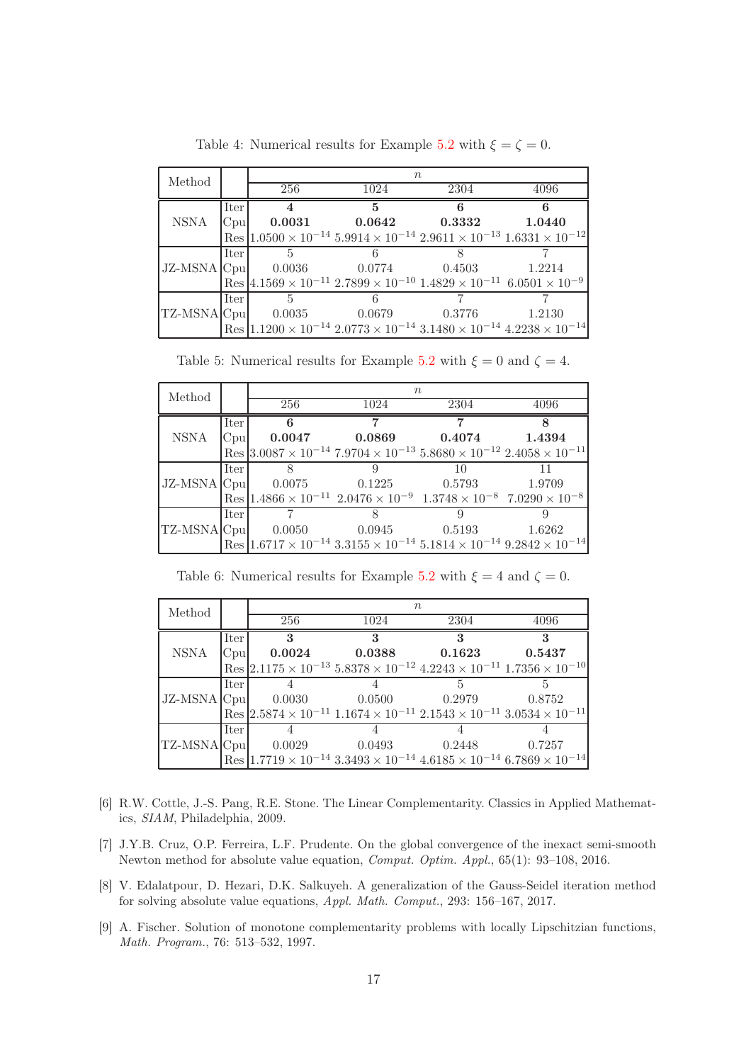Table 4: Numerical results for Example 5.2 with $\xi = \zeta = 0$.

| Method | | $n$ | | | |
|---|---|---|---|---|---|
| | | 256 | 1024 | 2304 | 4096 |
| NSNA | Iter | **4** | **5** | **6** | **6** |
| | Cpu | **0.0031** | **0.0642** | **0.3332** | **1.0440** |
| | Res | $1.0500 \times 10^{-14}$ | $5.9914 \times 10^{-14}$ | $2.9611 \times 10^{-13}$ | $1.6331 \times 10^{-12}$ |
| JZ-MSNA | Iter | 5 | 6 | 8 | 7 |
| | Cpu | 0.0036 | 0.0774 | 0.4503 | 1.2214 |
| | Res | $4.1569 \times 10^{-11}$ | $2.7899 \times 10^{-10}$ | $1.4829 \times 10^{-11}$ | $6.0501 \times 10^{-9}$ |
| TZ-MSNA | Iter | 5 | 6 | 7 | 7 |
| | Cpu | 0.0035 | 0.0679 | 0.3776 | 1.2130 |
| | Res | $1.1200 \times 10^{-14}$ | $2.0773 \times 10^{-14}$ | $3.1480 \times 10^{-14}$ | $4.2238 \times 10^{-14}$ |

Table 5: Numerical results for Example 5.2 with $\xi = 0$ and $\zeta = 4$.

| Method | | $n$ | | | |
|---|---|---|---|---|---|
| | | 256 | 1024 | 2304 | 4096 |
| NSNA | Iter | **6** | **7** | **7** | **8** |
| | Cpu | **0.0047** | **0.0869** | **0.4074** | **1.4394** |
| | Res | $3.0087 \times 10^{-14}$ | $7.9704 \times 10^{-13}$ | $5.8680 \times 10^{-12}$ | $2.4058 \times 10^{-11}$ |
| JZ-MSNA | Iter | 8 | 9 | 10 | 11 |
| | Cpu | 0.0075 | 0.1225 | 0.5793 | 1.9709 |
| | Res | $1.4866 \times 10^{-11}$ | $2.0476 \times 10^{-9}$ | $1.3748 \times 10^{-8}$ | $7.0290 \times 10^{-8}$ |
| TZ-MSNA | Iter | 7 | 8 | 9 | 9 |
| | Cpu | 0.0050 | 0.0945 | 0.5193 | 1.6262 |
| | Res | $1.6717 \times 10^{-14}$ | $3.3155 \times 10^{-14}$ | $5.1814 \times 10^{-14}$ | $9.2842 \times 10^{-14}$ |

Table 6: Numerical results for Example 5.2 with $\xi = 4$ and $\zeta = 0$.

| Method | | $n$ | | | |
|---|---|---|---|---|---|
| | | 256 | 1024 | 2304 | 4096 |
| NSNA | Iter | **3** | **3** | **3** | **3** |
| | Cpu | **0.0024** | **0.0388** | **0.1623** | **0.5437** |
| | Res | $2.1175 \times 10^{-13}$ | $5.8378 \times 10^{-12}$ | $4.2243 \times 10^{-11}$ | $1.7356 \times 10^{-10}$ |
| JZ-MSNA | Iter | 4 | 4 | 5 | 5 |
| | Cpu | 0.0030 | 0.0500 | 0.2979 | 0.8752 |
| | Res | $2.5874 \times 10^{-11}$ | $1.1674 \times 10^{-11}$ | $2.1543 \times 10^{-11}$ | $3.0534 \times 10^{-11}$ |
| TZ-MSNA | Iter | 4 | 4 | 4 | 4 |
| | Cpu | 0.0029 | 0.0493 | 0.2448 | 0.7257 |
| | Res | $1.7719 \times 10^{-14}$ | $3.3493 \times 10^{-14}$ | $4.6185 \times 10^{-14}$ | $6.7869 \times 10^{-14}$ |

[6] R.W. Cottle, J.-S. Pang, R.E. Stone. The Linear Complementarity. Classics in Applied Mathematics, *SIAM*, Philadelphia, 2009.

[7] J.Y.B. Cruz, O.P. Ferreira, L.F. Prudente. On the global convergence of the inexact semi-smooth Newton method for absolute value equation, *Comput. Optim. Appl.*, 65(1): 93–108, 2016.

[8] V. Edalatpour, D. Hezari, D.K. Salkuyeh. A generalization of the Gauss-Seidel iteration method for solving absolute value equations, *Appl. Math. Comput.*, 293: 156–167, 2017.

[9] A. Fischer. Solution of monotone complementarity problems with locally Lipschitzian functions, *Math. Program.*, 76: 513–532, 1997.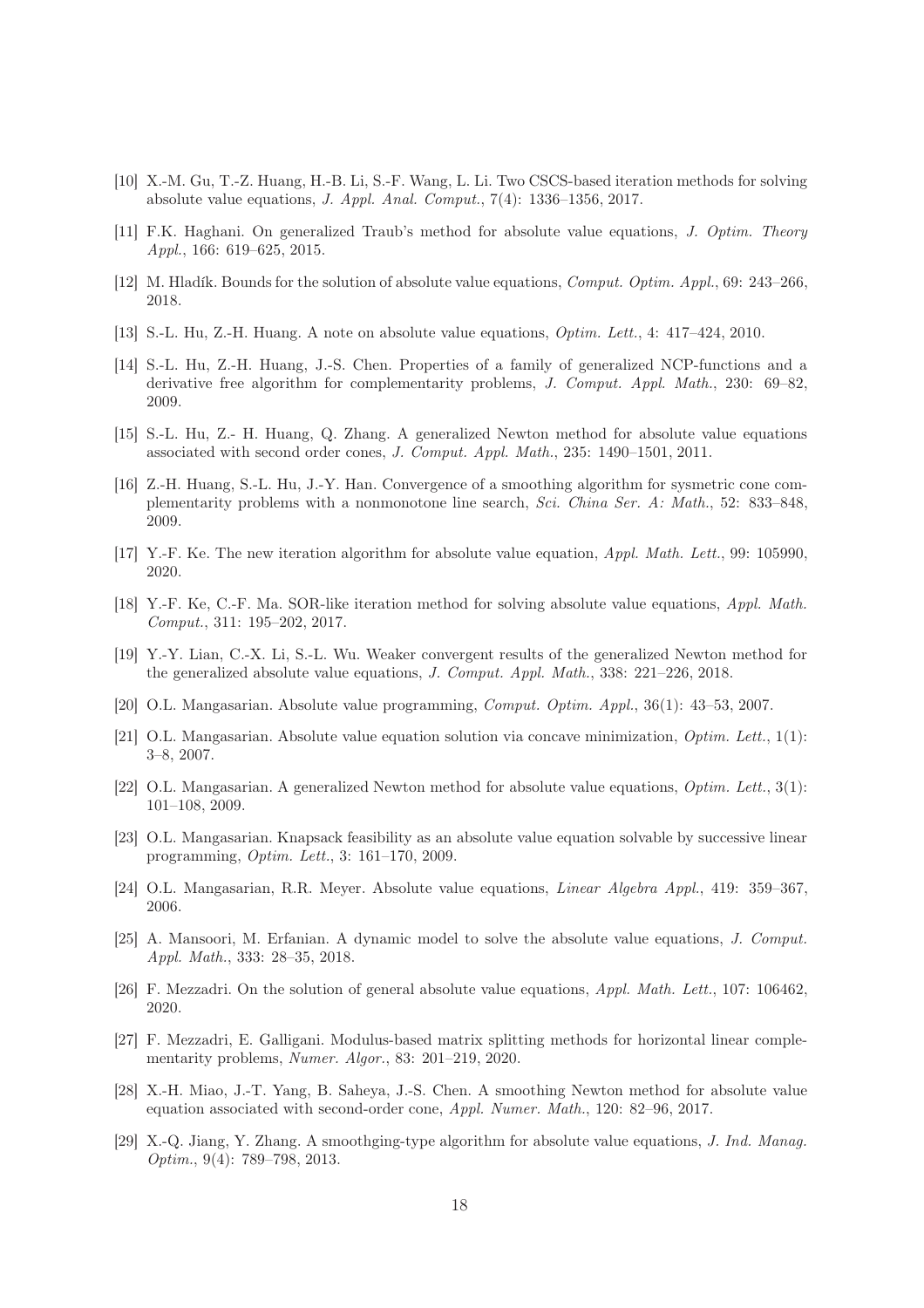[10] X.-M. Gu, T.-Z. Huang, H.-B. Li, S.-F. Wang, L. Li. Two CSCS-based iteration methods for solving absolute value equations, *J. Appl. Anal. Comput.*, 7(4): 1336–1356, 2017.

[11] F.K. Haghani. On generalized Traub's method for absolute value equations, *J. Optim. Theory Appl.*, 166: 619–625, 2015.

[12] M. Hladík. Bounds for the solution of absolute value equations, *Comput. Optim. Appl.*, 69: 243–266, 2018.

[13] S.-L. Hu, Z.-H. Huang. A note on absolute value equations, *Optim. Lett.*, 4: 417–424, 2010.

[14] S.-L. Hu, Z.-H. Huang, J.-S. Chen. Properties of a family of generalized NCP-functions and a derivative free algorithm for complementarity problems, *J. Comput. Appl. Math.*, 230: 69–82, 2009.

[15] S.-L. Hu, Z.- H. Huang, Q. Zhang. A generalized Newton method for absolute value equations associated with second order cones, *J. Comput. Appl. Math.*, 235: 1490–1501, 2011.

[16] Z.-H. Huang, S.-L. Hu, J.-Y. Han. Convergence of a smoothing algorithm for sysmetric cone complementarity problems with a nonmonotone line search, *Sci. China Ser. A: Math.*, 52: 833–848, 2009.

[17] Y.-F. Ke. The new iteration algorithm for absolute value equation, *Appl. Math. Lett.*, 99: 105990, 2020.

[18] Y.-F. Ke, C.-F. Ma. SOR-like iteration method for solving absolute value equations, *Appl. Math. Comput.*, 311: 195–202, 2017.

[19] Y.-Y. Lian, C.-X. Li, S.-L. Wu. Weaker convergent results of the generalized Newton method for the generalized absolute value equations, *J. Comput. Appl. Math.*, 338: 221–226, 2018.

[20] O.L. Mangasarian. Absolute value programming, *Comput. Optim. Appl.*, 36(1): 43–53, 2007.

[21] O.L. Mangasarian. Absolute value equation solution via concave minimization, *Optim. Lett.*, 1(1): 3–8, 2007.

[22] O.L. Mangasarian. A generalized Newton method for absolute value equations, *Optim. Lett.*, 3(1): 101–108, 2009.

[23] O.L. Mangasarian. Knapsack feasibility as an absolute value equation solvable by successive linear programming, *Optim. Lett.*, 3: 161–170, 2009.

[24] O.L. Mangasarian, R.R. Meyer. Absolute value equations, *Linear Algebra Appl.*, 419: 359–367, 2006.

[25] A. Mansoori, M. Erfanian. A dynamic model to solve the absolute value equations, *J. Comput. Appl. Math.*, 333: 28–35, 2018.

[26] F. Mezzadri. On the solution of general absolute value equations, *Appl. Math. Lett.*, 107: 106462, 2020.

[27] F. Mezzadri, E. Galligani. Modulus-based matrix splitting methods for horizontal linear complementarity problems, *Numer. Algor.*, 83: 201–219, 2020.

[28] X.-H. Miao, J.-T. Yang, B. Saheya, J.-S. Chen. A smoothing Newton method for absolute value equation associated with second-order cone, *Appl. Numer. Math.*, 120: 82–96, 2017.

[29] X.-Q. Jiang, Y. Zhang. A smoothging-type algorithm for absolute value equations, *J. Ind. Manag. Optim.*, 9(4): 789–798, 2013.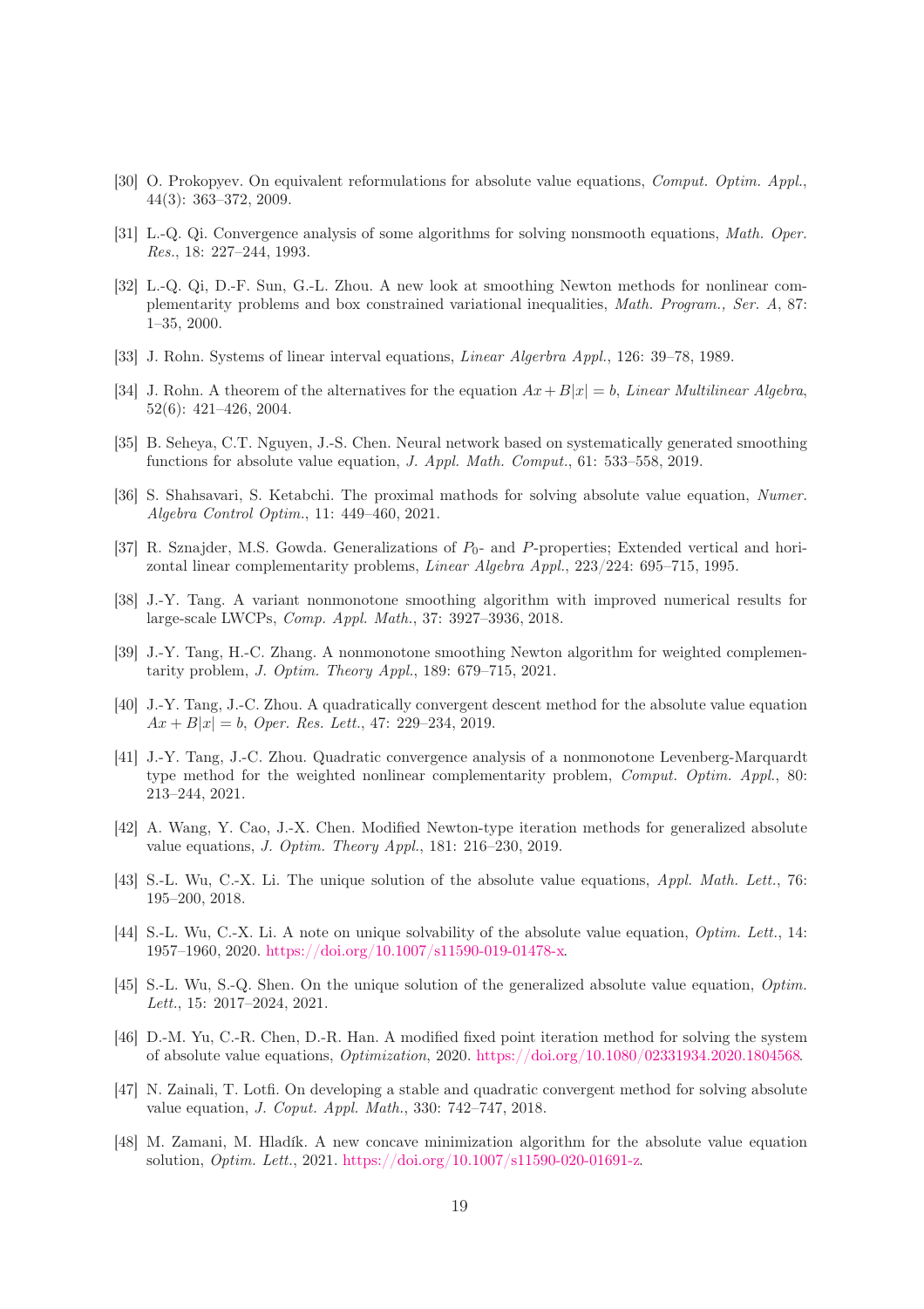[30] O. Prokopyev. On equivalent reformulations for absolute value equations, *Comput. Optim. Appl.*, 44(3): 363–372, 2009.

[31] L.-Q. Qi. Convergence analysis of some algorithms for solving nonsmooth equations, *Math. Oper. Res.*, 18: 227–244, 1993.

[32] L.-Q. Qi, D.-F. Sun, G.-L. Zhou. A new look at smoothing Newton methods for nonlinear complementarity problems and box constrained variational inequalities, *Math. Program., Ser. A*, 87: 1–35, 2000.

[33] J. Rohn. Systems of linear interval equations, *Linear Algerbra Appl.*, 126: 39–78, 1989.

[34] J. Rohn. A theorem of the alternatives for the equation $Ax + B|x| = b$, *Linear Multilinear Algebra*, 52(6): 421–426, 2004.

[35] B. Seheya, C.T. Nguyen, J.-S. Chen. Neural network based on systematically generated smoothing functions for absolute value equation, *J. Appl. Math. Comput.*, 61: 533–558, 2019.

[36] S. Shahsavari, S. Ketabchi. The proximal mathods for solving absolute value equation, *Numer. Algebra Control Optim.*, 11: 449–460, 2021.

[37] R. Sznajder, M.S. Gowda. Generalizations of $P_0$- and $P$-properties; Extended vertical and horizontal linear complementarity problems, *Linear Algebra Appl.*, 223/224: 695–715, 1995.

[38] J.-Y. Tang. A variant nonmonotone smoothing algorithm with improved numerical results for large-scale LWCPs, *Comp. Appl. Math.*, 37: 3927–3936, 2018.

[39] J.-Y. Tang, H.-C. Zhang. A nonmonotone smoothing Newton algorithm for weighted complementarity problem, *J. Optim. Theory Appl.*, 189: 679–715, 2021.

[40] J.-Y. Tang, J.-C. Zhou. A quadratically convergent descent method for the absolute value equation $Ax + B|x| = b$, *Oper. Res. Lett.*, 47: 229–234, 2019.

[41] J.-Y. Tang, J.-C. Zhou. Quadratic convergence analysis of a nonmonotone Levenberg-Marquardt type method for the weighted nonlinear complementarity problem, *Comput. Optim. Appl.*, 80: 213–244, 2021.

[42] A. Wang, Y. Cao, J.-X. Chen. Modified Newton-type iteration methods for generalized absolute value equations, *J. Optim. Theory Appl.*, 181: 216–230, 2019.

[43] S.-L. Wu, C.-X. Li. The unique solution of the absolute value equations, *Appl. Math. Lett.*, 76: 195–200, 2018.

[44] S.-L. Wu, C.-X. Li. A note on unique solvability of the absolute value equation, *Optim. Lett.*, 14: 1957–1960, 2020. https://doi.org/10.1007/s11590-019-01478-x.

[45] S.-L. Wu, S.-Q. Shen. On the unique solution of the generalized absolute value equation, *Optim. Lett.*, 15: 2017–2024, 2021.

[46] D.-M. Yu, C.-R. Chen, D.-R. Han. A modified fixed point iteration method for solving the system of absolute value equations, *Optimization*, 2020. https://doi.org/10.1080/02331934.2020.1804568.

[47] N. Zainali, T. Lotfi. On developing a stable and quadratic convergent method for solving absolute value equation, *J. Coput. Appl. Math.*, 330: 742–747, 2018.

[48] M. Zamani, M. Hladík. A new concave minimization algorithm for the absolute value equation solution, *Optim. Lett.*, 2021. https://doi.org/10.1007/s11590-020-01691-z.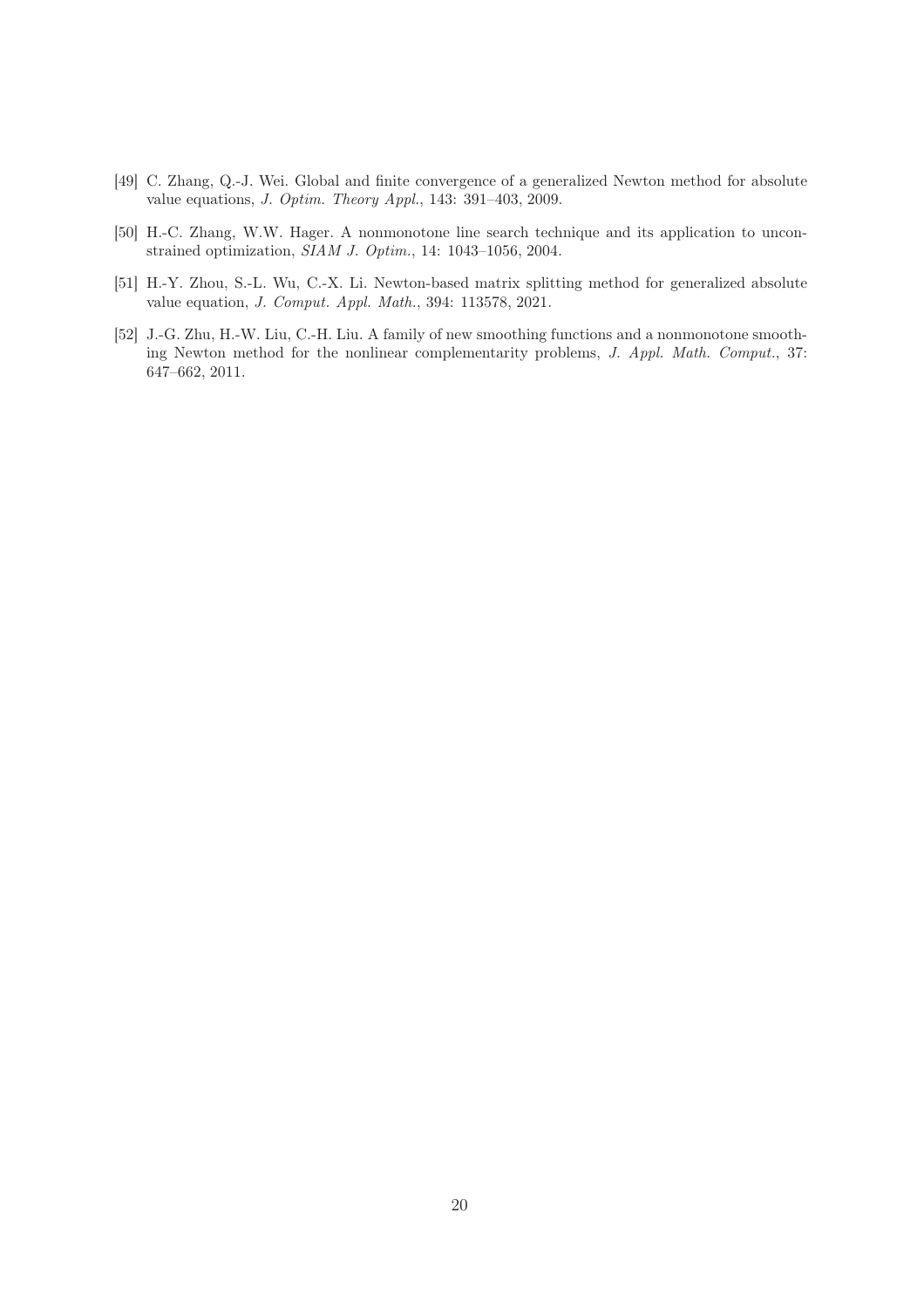[49] C. Zhang, Q.-J. Wei. Global and finite convergence of a generalized Newton method for absolute value equations, *J. Optim. Theory Appl.*, 143: 391–403, 2009.

[50] H.-C. Zhang, W.W. Hager. A nonmonotone line search technique and its application to unconstrained optimization, *SIAM J. Optim.*, 14: 1043–1056, 2004.

[51] H.-Y. Zhou, S.-L. Wu, C.-X. Li. Newton-based matrix splitting method for generalized absolute value equation, *J. Comput. Appl. Math.*, 394: 113578, 2021.

[52] J.-G. Zhu, H.-W. Liu, C.-H. Liu. A family of new smoothing functions and a nonmonotone smoothing Newton method for the nonlinear complementarity problems, *J. Appl. Math. Comput.*, 37: 647–662, 2011.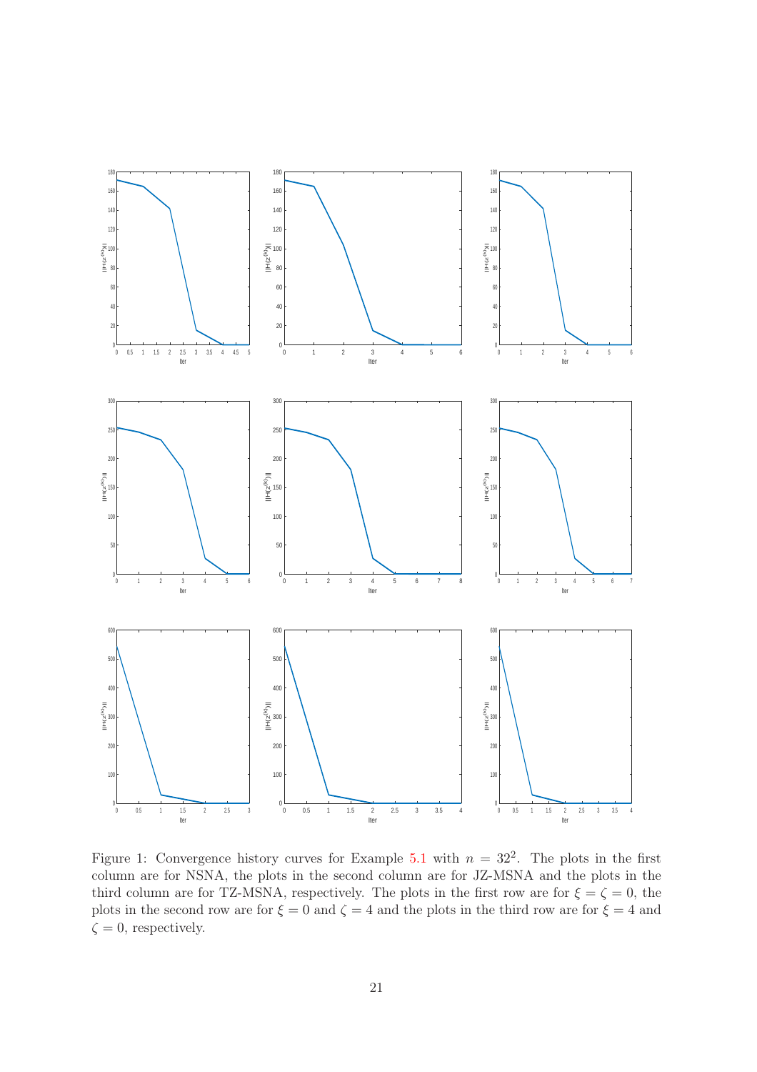Figure 1: Convergence history curves for Example 5.1 with $n = 32^2$. The plots in the first column are for NSNA, the plots in the second column are for JZ-MSNA and the plots in the third column are for TZ-MSNA, respectively. The plots in the first row are for $\xi = \zeta = 0$, the plots in the second row are for $\xi = 0$ and $\zeta = 4$ and the plots in the third row are for $\xi = 4$ and $\zeta = 0$, respectively.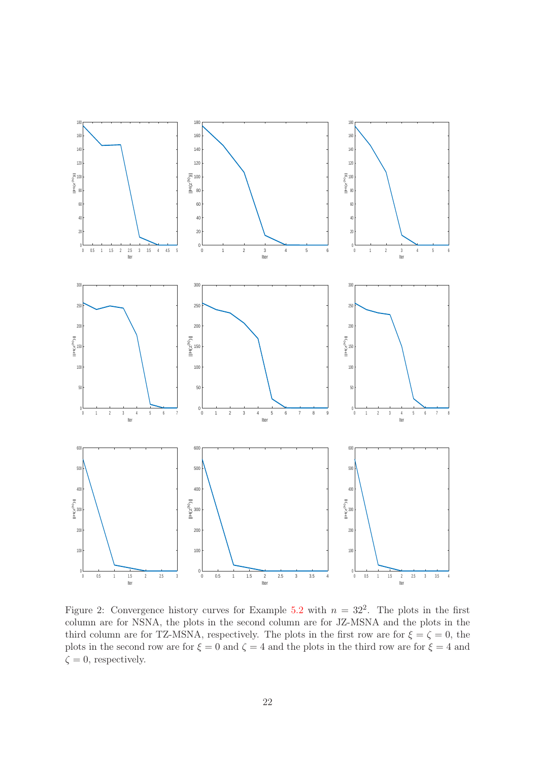180
160
140
120
100
80
60
40
20
0

$\|H(z^{(k)})\|$

0 0.5 1 1.5 2 2.5 3 3.5 4 4.5 5

Iter

180
160
140
120
100
80
60
40
20
0

$\|H(z^{(k)})\|$

0 1 2 3 4 5 6

Iter

180
160
140
120
100
80
60
40
20
0

$\|H(z^{(k)})\|$

0 1 2 3 4 5 6

Iter

300
250
200
150
100
50
0

$\|H(z^{(k)})\|$

0 1 2 3 4 5 6 7

Iter

300
250
200
150
100
50
0

$\|H(z^{(k)})\|$

0 1 2 3 4 5 6 7 8 9

Iter

300
250
200
150
100
50
0

$\|H(z^{(k)})\|$

0 1 2 3 4 5 6 7 8

Iter

600
500
400
300
200
100
0

$\|H(z^{(k)})\|$

0 0.5 1 1.5 2 2.5 3

Iter

600
500
400
300
200
100
0

$\|H(z^{(k)})\|$

0 0.5 1 1.5 2 2.5 3 3.5 4

Iter

600
500
400
300
200
100
0

$\|H(z^{(k)})\|$

0 0.5 1 1.5 2 2.5 3 3.5 4

Iter

Figure 2: Convergence history curves for Example 5.2 with $n = 32^2$. The plots in the first column are for NSNA, the plots in the second column are for JZ-MSNA and the plots in the third column are for TZ-MSNA, respectively. The plots in the first row are for $\xi = \zeta = 0$, the plots in the second row are for $\xi = 0$ and $\zeta = 4$ and the plots in the third row are for $\xi = 4$ and $\zeta = 0$, respectively.